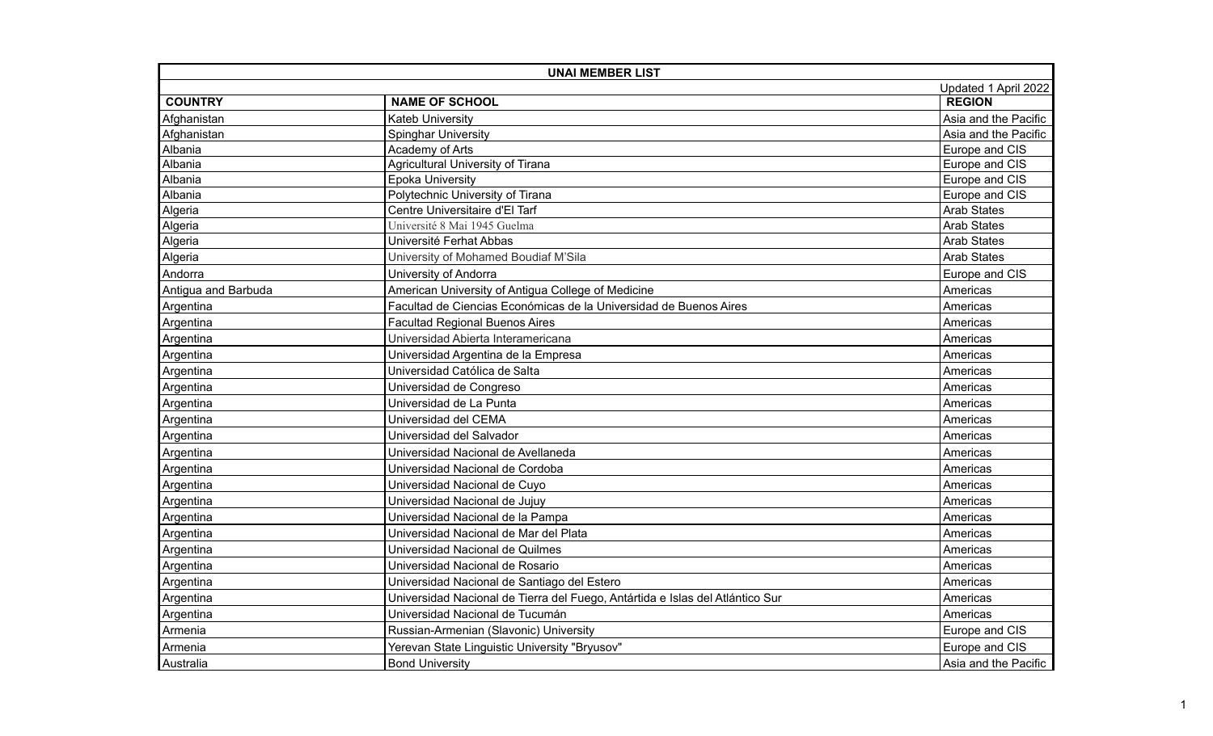| UNAI MEMBER LIST | | |
|---|---|---|
| | | Updated 1 April 2022 |
| **COUNTRY** | **NAME OF SCHOOL** | **REGION** |
| Afghanistan | Kateb University | Asia and the Pacific |
| Afghanistan | Spinghar University | Asia and the Pacific |
| Albania | Academy of Arts | Europe and CIS |
| Albania | Agricultural University of Tirana | Europe and CIS |
| Albania | Epoka University | Europe and CIS |
| Albania | Polytechnic University of Tirana | Europe and CIS |
| Algeria | Centre Universitaire d'El Tarf | Arab States |
| Algeria | Université 8 Mai 1945 Guelma | Arab States |
| Algeria | Université Ferhat Abbas | Arab States |
| Algeria | University of Mohamed Boudiaf M'Sila | Arab States |
| Andorra | University of Andorra | Europe and CIS |
| Antigua and Barbuda | American University of Antigua College of Medicine | Americas |
| Argentina | Facultad de Ciencias Económicas de la Universidad de Buenos Aires | Americas |
| Argentina | Facultad Regional Buenos Aires | Americas |
| Argentina | Universidad Abierta Interamericana | Americas |
| Argentina | Universidad Argentina de la Empresa | Americas |
| Argentina | Universidad Católica de Salta | Americas |
| Argentina | Universidad de Congreso | Americas |
| Argentina | Universidad de La Punta | Americas |
| Argentina | Universidad del CEMA | Americas |
| Argentina | Universidad del Salvador | Americas |
| Argentina | Universidad Nacional de Avellaneda | Americas |
| Argentina | Universidad Nacional de Cordoba | Americas |
| Argentina | Universidad Nacional de Cuyo | Americas |
| Argentina | Universidad Nacional de Jujuy | Americas |
| Argentina | Universidad Nacional de la Pampa | Americas |
| Argentina | Universidad Nacional de Mar del Plata | Americas |
| Argentina | Universidad Nacional de Quilmes | Americas |
| Argentina | Universidad Nacional de Rosario | Americas |
| Argentina | Universidad Nacional de Santiago del Estero | Americas |
| Argentina | Universidad Nacional de Tierra del Fuego, Antártida e Islas del Atlántico Sur | Americas |
| Argentina | Universidad Nacional de Tucumán | Americas |
| Armenia | Russian-Armenian (Slavonic) University | Europe and CIS |
| Armenia | Yerevan State Linguistic University "Bryusov" | Europe and CIS |
| Australia | Bond University | Asia and the Pacific |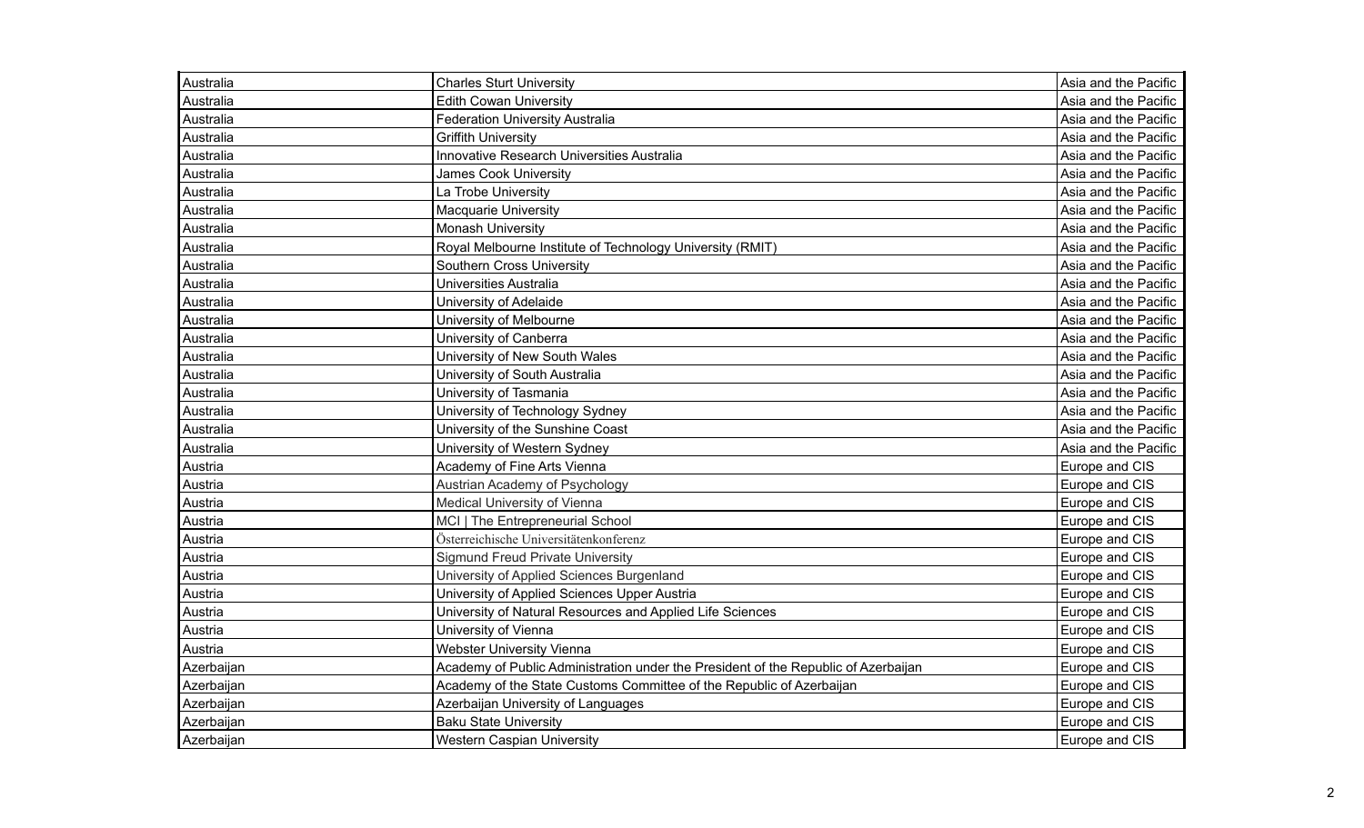| | | |
|---|---|---|
| Australia | Charles Sturt University | Asia and the Pacific |
| Australia | Edith Cowan University | Asia and the Pacific |
| Australia | Federation University Australia | Asia and the Pacific |
| Australia | Griffith University | Asia and the Pacific |
| Australia | Innovative Research Universities Australia | Asia and the Pacific |
| Australia | James Cook University | Asia and the Pacific |
| Australia | La Trobe University | Asia and the Pacific |
| Australia | Macquarie University | Asia and the Pacific |
| Australia | Monash University | Asia and the Pacific |
| Australia | Royal Melbourne Institute of Technology University (RMIT) | Asia and the Pacific |
| Australia | Southern Cross University | Asia and the Pacific |
| Australia | Universities Australia | Asia and the Pacific |
| Australia | University of Adelaide | Asia and the Pacific |
| Australia | University of Melbourne | Asia and the Pacific |
| Australia | University of Canberra | Asia and the Pacific |
| Australia | University of New South Wales | Asia and the Pacific |
| Australia | University of South Australia | Asia and the Pacific |
| Australia | University of Tasmania | Asia and the Pacific |
| Australia | University of Technology Sydney | Asia and the Pacific |
| Australia | University of the Sunshine Coast | Asia and the Pacific |
| Australia | University of Western Sydney | Asia and the Pacific |
| Austria | Academy of Fine Arts Vienna | Europe and CIS |
| Austria | Austrian Academy of Psychology | Europe and CIS |
| Austria | Medical University of Vienna | Europe and CIS |
| Austria | MCI \| The Entrepreneurial School | Europe and CIS |
| Austria | Österreichische Universitätenkonferenz | Europe and CIS |
| Austria | Sigmund Freud Private University | Europe and CIS |
| Austria | University of Applied Sciences Burgenland | Europe and CIS |
| Austria | University of Applied Sciences Upper Austria | Europe and CIS |
| Austria | University of Natural Resources and Applied Life Sciences | Europe and CIS |
| Austria | University of Vienna | Europe and CIS |
| Austria | Webster University Vienna | Europe and CIS |
| Azerbaijan | Academy of Public Administration under the President of the Republic of Azerbaijan | Europe and CIS |
| Azerbaijan | Academy of the State Customs Committee of the Republic of Azerbaijan | Europe and CIS |
| Azerbaijan | Azerbaijan University of Languages | Europe and CIS |
| Azerbaijan | Baku State University | Europe and CIS |
| Azerbaijan | Western Caspian University | Europe and CIS |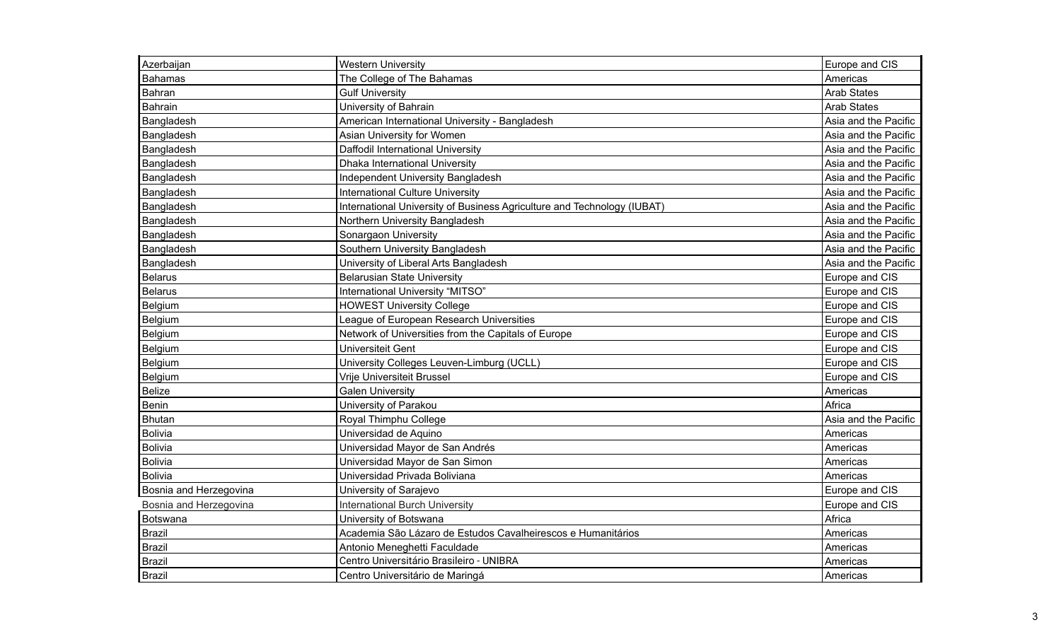| Azerbaijan | Western University | Europe and CIS |
|---|---|---|
| Bahamas | The College of The Bahamas | Americas |
| Bahran | Gulf University | Arab States |
| Bahrain | University of Bahrain | Arab States |
| Bangladesh | American International University - Bangladesh | Asia and the Pacific |
| Bangladesh | Asian University for Women | Asia and the Pacific |
| Bangladesh | Daffodil International University | Asia and the Pacific |
| Bangladesh | Dhaka International University | Asia and the Pacific |
| Bangladesh | Independent University Bangladesh | Asia and the Pacific |
| Bangladesh | International Culture University | Asia and the Pacific |
| Bangladesh | International University of Business Agriculture and Technology (IUBAT) | Asia and the Pacific |
| Bangladesh | Northern University Bangladesh | Asia and the Pacific |
| Bangladesh | Sonargaon University | Asia and the Pacific |
| Bangladesh | Southern University Bangladesh | Asia and the Pacific |
| Bangladesh | University of Liberal Arts Bangladesh | Asia and the Pacific |
| Belarus | Belarusian State University | Europe and CIS |
| Belarus | International University "MITSO" | Europe and CIS |
| Belgium | HOWEST University College | Europe and CIS |
| Belgium | League of European Research Universities | Europe and CIS |
| Belgium | Network of Universities from the Capitals of Europe | Europe and CIS |
| Belgium | Universiteit Gent | Europe and CIS |
| Belgium | University Colleges Leuven-Limburg (UCLL) | Europe and CIS |
| Belgium | Vrije Universiteit Brussel | Europe and CIS |
| Belize | Galen University | Americas |
| Benin | University of Parakou | Africa |
| Bhutan | Royal Thimphu College | Asia and the Pacific |
| Bolivia | Universidad de Aquino | Americas |
| Bolivia | Universidad Mayor de San Andrés | Americas |
| Bolivia | Universidad Mayor de San Simon | Americas |
| Bolivia | Universidad Privada Boliviana | Americas |
| Bosnia and Herzegovina | University of Sarajevo | Europe and CIS |
| Bosnia and Herzegovina | International Burch University | Europe and CIS |
| Botswana | University of Botswana | Africa |
| Brazil | Academia São Lázaro de Estudos Cavalheirescos e Humanitários | Americas |
| Brazil | Antonio Meneghetti Faculdade | Americas |
| Brazil | Centro Universitário Brasileiro - UNIBRA | Americas |
| Brazil | Centro Universitário de Maringá | Americas |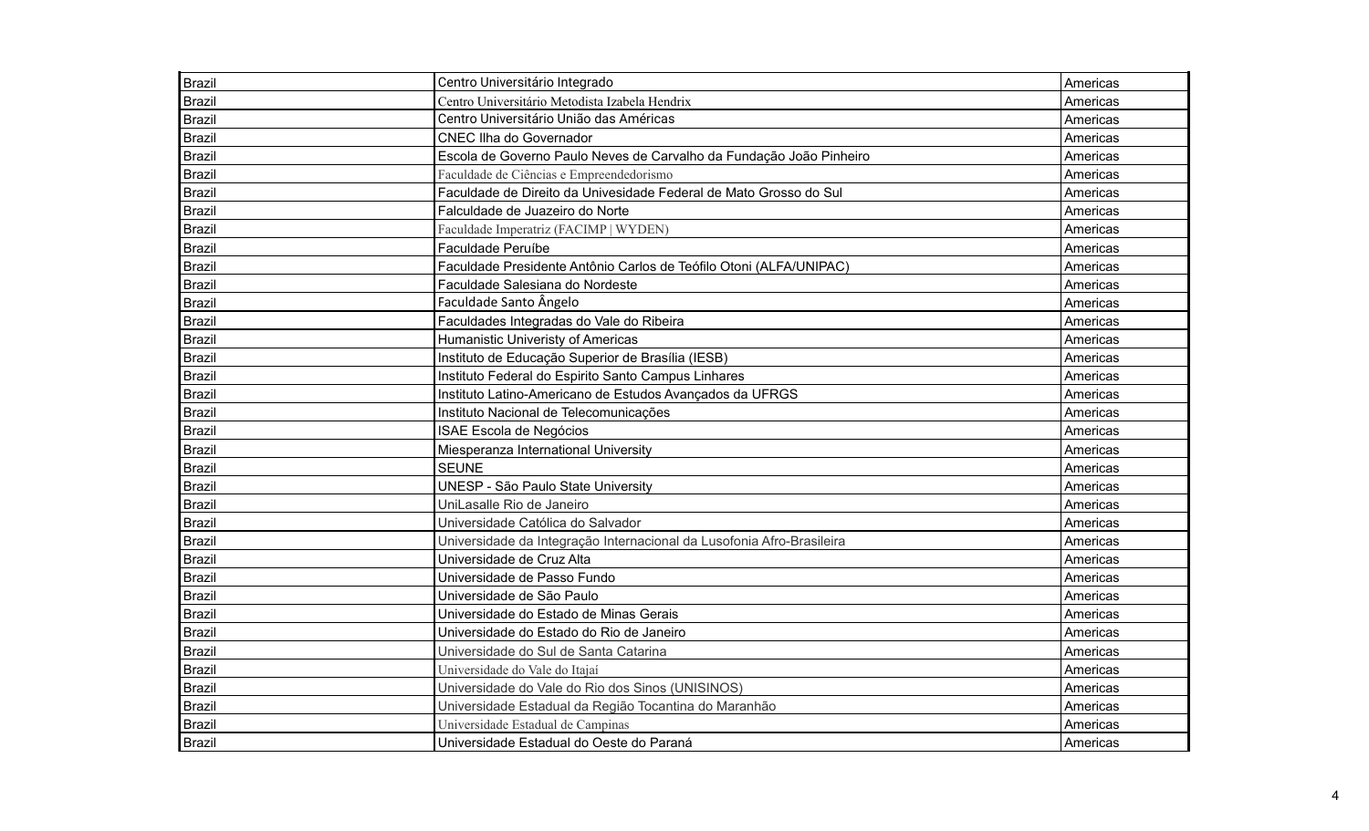| Brazil | Centro Universitário Integrado | Americas |
|---|---|---|
| Brazil | Centro Universitário Metodista Izabela Hendrix | Americas |
| Brazil | Centro Universitário União das Américas | Americas |
| Brazil | CNEC Ilha do Governador | Americas |
| Brazil | Escola de Governo Paulo Neves de Carvalho da Fundação João Pinheiro | Americas |
| Brazil | Faculdade de Ciências e Empreendedorismo | Americas |
| Brazil | Faculdade de Direito da Univesidade Federal de Mato Grosso do Sul | Americas |
| Brazil | Falculdade de Juazeiro do Norte | Americas |
| Brazil | Faculdade Imperatriz (FACIMP \| WYDEN) | Americas |
| Brazil | Faculdade Peruíbe | Americas |
| Brazil | Faculdade Presidente Antônio Carlos de Teófilo Otoni (ALFA/UNIPAC) | Americas |
| Brazil | Faculdade Salesiana do Nordeste | Americas |
| Brazil | Faculdade Santo Ângelo | Americas |
| Brazil | Faculdades Integradas do Vale do Ribeira | Americas |
| Brazil | Humanistic Univeristy of Americas | Americas |
| Brazil | Instituto de Educação Superior de Brasília (IESB) | Americas |
| Brazil | Instituto Federal do Espirito Santo Campus Linhares | Americas |
| Brazil | Instituto Latino-Americano de Estudos Avançados da UFRGS | Americas |
| Brazil | Instituto Nacional de Telecomunicações | Americas |
| Brazil | ISAE Escola de Negócios | Americas |
| Brazil | Miesperanza International University | Americas |
| Brazil | SEUNE | Americas |
| Brazil | UNESP - São Paulo State University | Americas |
| Brazil | UniLasalle Rio de Janeiro | Americas |
| Brazil | Universidade Católica do Salvador | Americas |
| Brazil | Universidade da Integração Internacional da Lusofonia Afro-Brasileira | Americas |
| Brazil | Universidade de Cruz Alta | Americas |
| Brazil | Universidade de Passo Fundo | Americas |
| Brazil | Universidade de São Paulo | Americas |
| Brazil | Universidade do Estado de Minas Gerais | Americas |
| Brazil | Universidade do Estado do Rio de Janeiro | Americas |
| Brazil | Universidade do Sul de Santa Catarina | Americas |
| Brazil | Universidade do Vale do Itajaí | Americas |
| Brazil | Universidade do Vale do Rio dos Sinos (UNISINOS) | Americas |
| Brazil | Universidade Estadual da Região Tocantina do Maranhão | Americas |
| Brazil | Universidade Estadual de Campinas | Americas |
| Brazil | Universidade Estadual do Oeste do Paraná | Americas |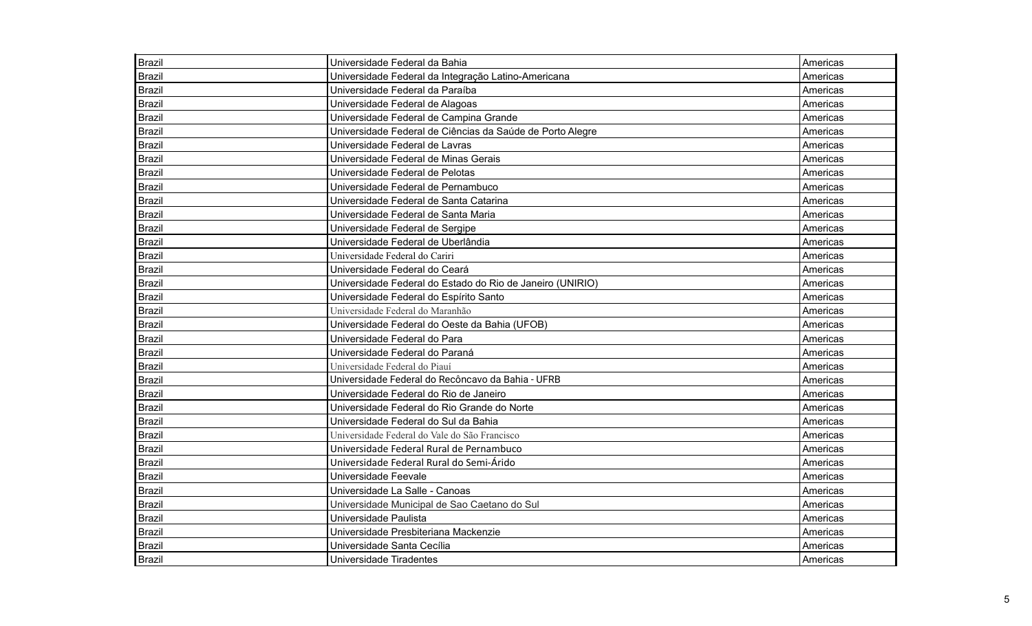| Brazil | Universidade Federal da Bahia | Americas |
|---|---|---|
| Brazil | Universidade Federal da Integração Latino-Americana | Americas |
| Brazil | Universidade Federal da Paraíba | Americas |
| Brazil | Universidade Federal de Alagoas | Americas |
| Brazil | Universidade Federal de Campina Grande | Americas |
| Brazil | Universidade Federal de Ciências da Saúde de Porto Alegre | Americas |
| Brazil | Universidade Federal de Lavras | Americas |
| Brazil | Universidade Federal de Minas Gerais | Americas |
| Brazil | Universidade Federal de Pelotas | Americas |
| Brazil | Universidade Federal de Pernambuco | Americas |
| Brazil | Universidade Federal de Santa Catarina | Americas |
| Brazil | Universidade Federal de Santa Maria | Americas |
| Brazil | Universidade Federal de Sergipe | Americas |
| Brazil | Universidade Federal de Uberlândia | Americas |
| Brazil | Universidade Federal do Cariri | Americas |
| Brazil | Universidade Federal do Ceará | Americas |
| Brazil | Universidade Federal do Estado do Rio de Janeiro (UNIRIO) | Americas |
| Brazil | Universidade Federal do Espírito Santo | Americas |
| Brazil | Universidade Federal do Maranhão | Americas |
| Brazil | Universidade Federal do Oeste da Bahia (UFOB) | Americas |
| Brazil | Universidade Federal do Para | Americas |
| Brazil | Universidade Federal do Paraná | Americas |
| Brazil | Universidade Federal do Piauí | Americas |
| Brazil | Universidade Federal do Recôncavo da Bahia - UFRB | Americas |
| Brazil | Universidade Federal do Rio de Janeiro | Americas |
| Brazil | Universidade Federal do Rio Grande do Norte | Americas |
| Brazil | Universidade Federal do Sul da Bahia | Americas |
| Brazil | Universidade Federal do Vale do São Francisco | Americas |
| Brazil | Universidade Federal Rural de Pernambuco | Americas |
| Brazil | Universidade Federal Rural do Semi-Árido | Americas |
| Brazil | Universidade Feevale | Americas |
| Brazil | Universidade La Salle - Canoas | Americas |
| Brazil | Universidade Municipal de Sao Caetano do Sul | Americas |
| Brazil | Universidade Paulista | Americas |
| Brazil | Universidade Presbiteriana Mackenzie | Americas |
| Brazil | Universidade Santa Cecília | Americas |
| Brazil | Universidade Tiradentes | Americas |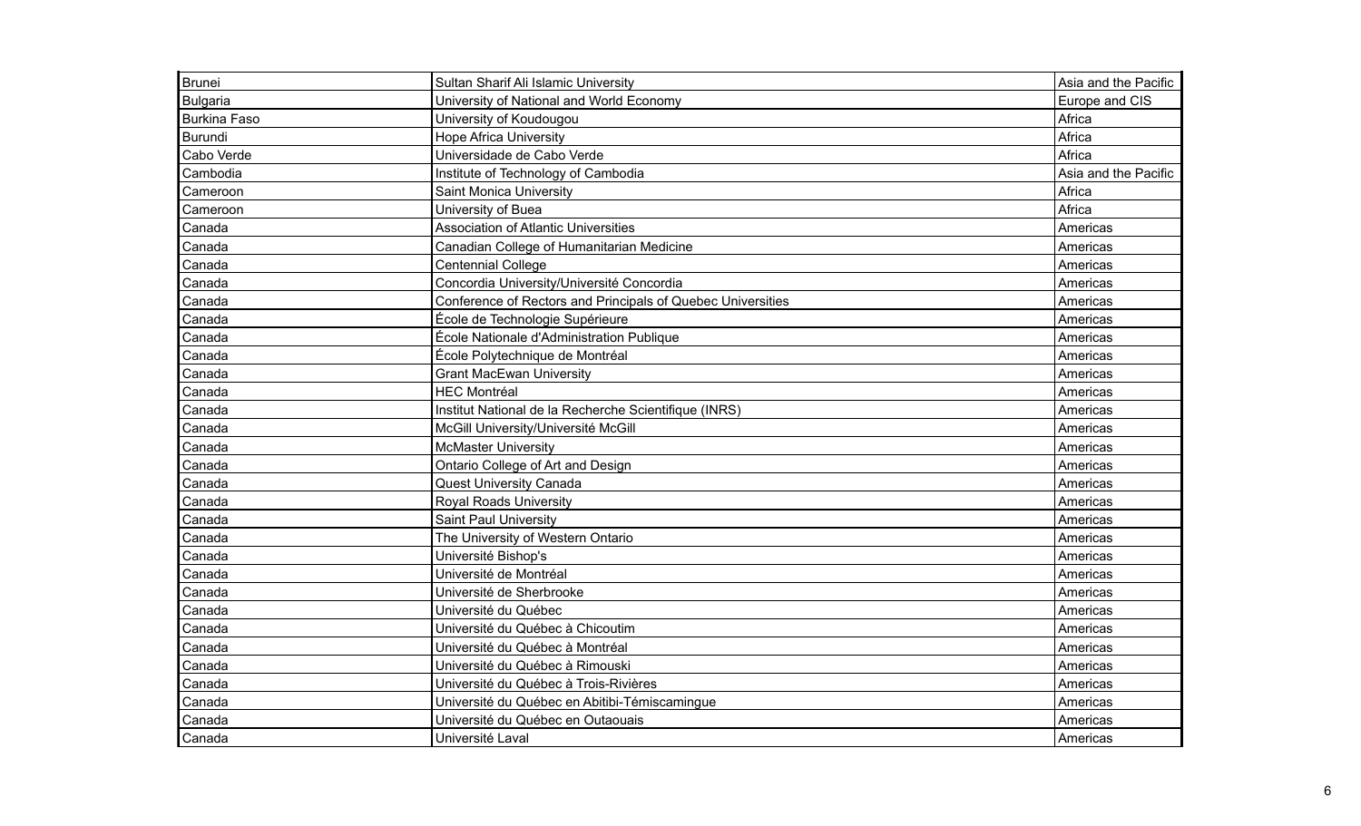| Brunei | Sultan Sharif Ali Islamic University | Asia and the Pacific |
|---|---|---|
| Bulgaria | University of National and World Economy | Europe and CIS |
| Burkina Faso | University of Koudougou | Africa |
| Burundi | Hope Africa University | Africa |
| Cabo Verde | Universidade de Cabo Verde | Africa |
| Cambodia | Institute of Technology of Cambodia | Asia and the Pacific |
| Cameroon | Saint Monica University | Africa |
| Cameroon | University of Buea | Africa |
| Canada | Association of Atlantic Universities | Americas |
| Canada | Canadian College of Humanitarian Medicine | Americas |
| Canada | Centennial College | Americas |
| Canada | Concordia University/Université Concordia | Americas |
| Canada | Conference of Rectors and Principals of Quebec Universities | Americas |
| Canada | École de Technologie Supérieure | Americas |
| Canada | École Nationale d'Administration Publique | Americas |
| Canada | École Polytechnique de Montréal | Americas |
| Canada | Grant MacEwan University | Americas |
| Canada | HEC Montréal | Americas |
| Canada | Institut National de la Recherche Scientifique (INRS) | Americas |
| Canada | McGill University/Université McGill | Americas |
| Canada | McMaster University | Americas |
| Canada | Ontario College of Art and Design | Americas |
| Canada | Quest University Canada | Americas |
| Canada | Royal Roads University | Americas |
| Canada | Saint Paul University | Americas |
| Canada | The University of Western Ontario | Americas |
| Canada | Université Bishop's | Americas |
| Canada | Université de Montréal | Americas |
| Canada | Université de Sherbrooke | Americas |
| Canada | Université du Québec | Americas |
| Canada | Université du Québec à Chicoutim | Americas |
| Canada | Université du Québec à Montréal | Americas |
| Canada | Université du Québec à Rimouski | Americas |
| Canada | Université du Québec à Trois-Rivières | Americas |
| Canada | Université du Québec en Abitibi-Témiscamingue | Americas |
| Canada | Université du Québec en Outaouais | Americas |
| Canada | Université Laval | Americas |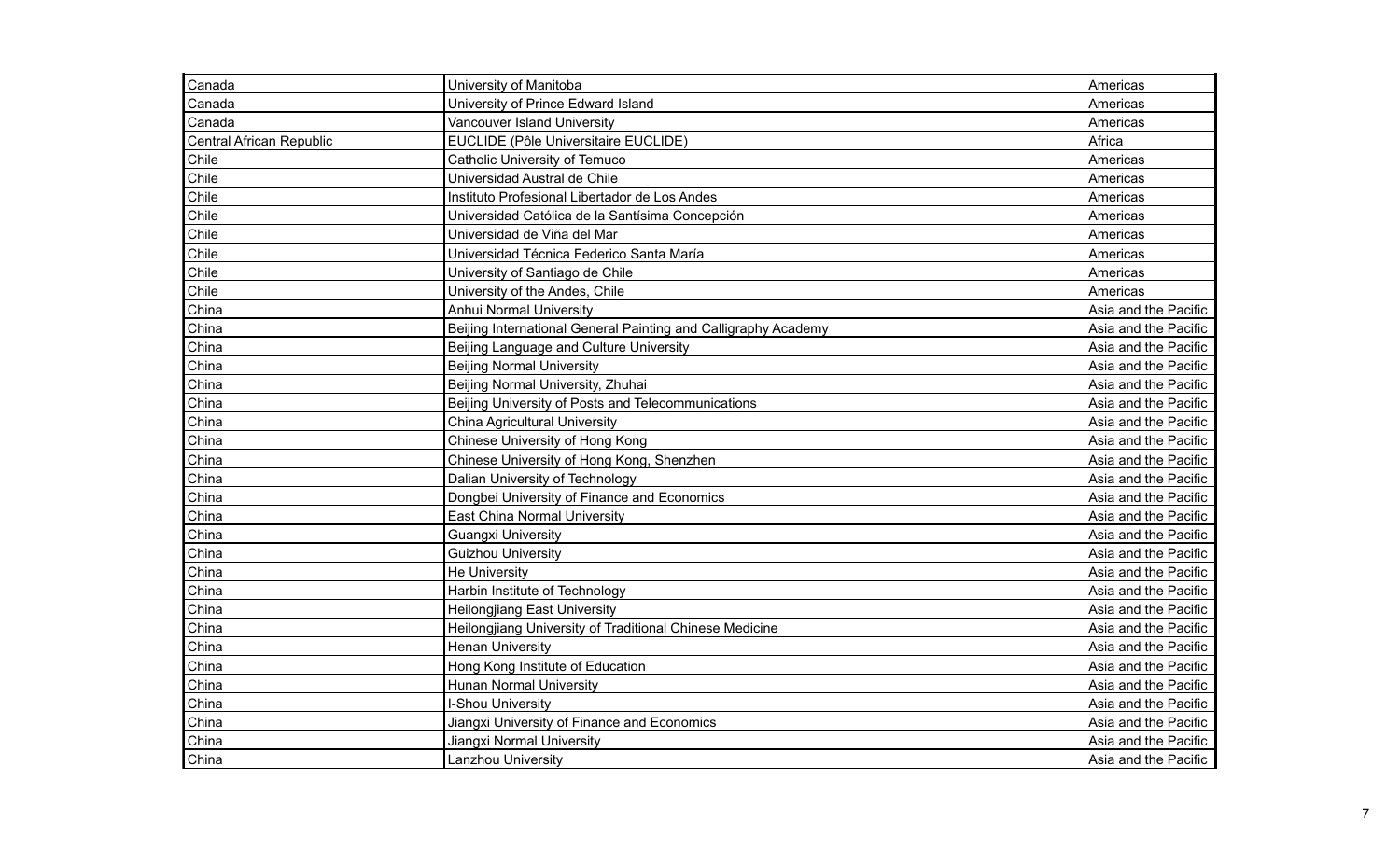| Canada | University of Manitoba | Americas |
|---|---|---|
| Canada | University of Prince Edward Island | Americas |
| Canada | Vancouver Island University | Americas |
| Central African Republic | EUCLIDE (Pôle Universitaire EUCLIDE) | Africa |
| Chile | Catholic University of Temuco | Americas |
| Chile | Universidad Austral de Chile | Americas |
| Chile | Instituto Profesional Libertador de Los Andes | Americas |
| Chile | Universidad Católica de la Santísima Concepción | Americas |
| Chile | Universidad de Viña del Mar | Americas |
| Chile | Universidad Técnica Federico Santa María | Americas |
| Chile | University of Santiago de Chile | Americas |
| Chile | University of the Andes, Chile | Americas |
| China | Anhui Normal University | Asia and the Pacific |
| China | Beijing International General Painting and Calligraphy Academy | Asia and the Pacific |
| China | Beijing Language and Culture University | Asia and the Pacific |
| China | Beijing Normal University | Asia and the Pacific |
| China | Beijing Normal University, Zhuhai | Asia and the Pacific |
| China | Beijing University of Posts and Telecommunications | Asia and the Pacific |
| China | China Agricultural University | Asia and the Pacific |
| China | Chinese University of Hong Kong | Asia and the Pacific |
| China | Chinese University of Hong Kong, Shenzhen | Asia and the Pacific |
| China | Dalian University of Technology | Asia and the Pacific |
| China | Dongbei University of Finance and Economics | Asia and the Pacific |
| China | East China Normal University | Asia and the Pacific |
| China | Guangxi University | Asia and the Pacific |
| China | Guizhou University | Asia and the Pacific |
| China | He University | Asia and the Pacific |
| China | Harbin Institute of Technology | Asia and the Pacific |
| China | Heilongjiang East University | Asia and the Pacific |
| China | Heilongjiang University of Traditional Chinese Medicine | Asia and the Pacific |
| China | Henan University | Asia and the Pacific |
| China | Hong Kong Institute of Education | Asia and the Pacific |
| China | Hunan Normal University | Asia and the Pacific |
| China | I-Shou University | Asia and the Pacific |
| China | Jiangxi University of Finance and Economics | Asia and the Pacific |
| China | Jiangxi Normal University | Asia and the Pacific |
| China | Lanzhou University | Asia and the Pacific |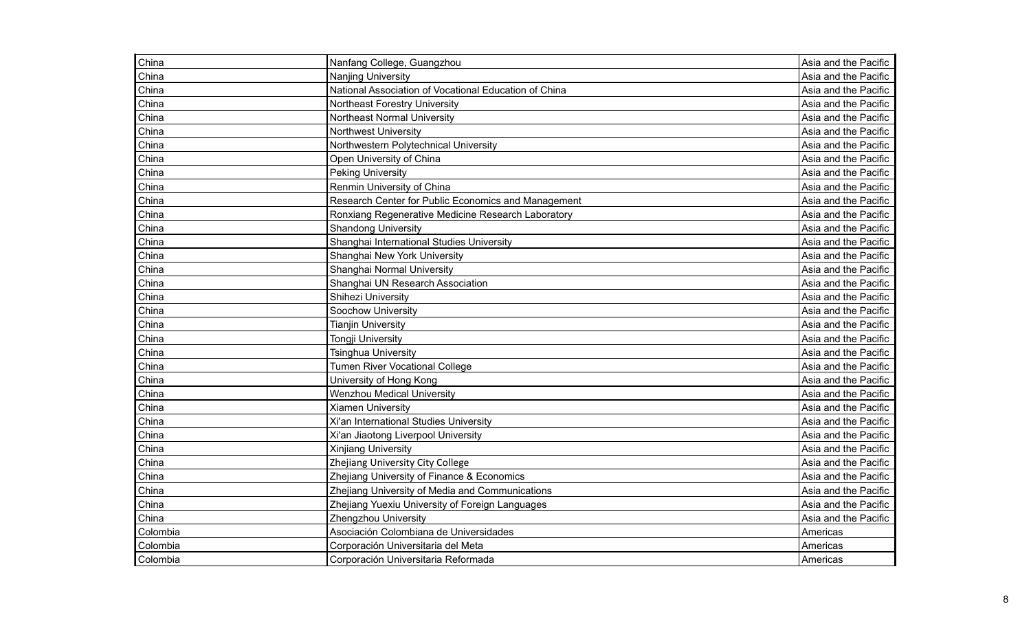| China | Nanfang College, Guangzhou | Asia and the Pacific |
|---|---|---|
| China | Nanjing University | Asia and the Pacific |
| China | National Association of Vocational Education of China | Asia and the Pacific |
| China | Northeast Forestry University | Asia and the Pacific |
| China | Northeast Normal University | Asia and the Pacific |
| China | Northwest University | Asia and the Pacific |
| China | Northwestern Polytechnical University | Asia and the Pacific |
| China | Open University of China | Asia and the Pacific |
| China | Peking University | Asia and the Pacific |
| China | Renmin University of China | Asia and the Pacific |
| China | Research Center for Public Economics and Management | Asia and the Pacific |
| China | Ronxiang Regenerative Medicine Research Laboratory | Asia and the Pacific |
| China | Shandong University | Asia and the Pacific |
| China | Shanghai International Studies University | Asia and the Pacific |
| China | Shanghai New York University | Asia and the Pacific |
| China | Shanghai Normal University | Asia and the Pacific |
| China | Shanghai UN Research Association | Asia and the Pacific |
| China | Shihezi University | Asia and the Pacific |
| China | Soochow University | Asia and the Pacific |
| China | Tianjin University | Asia and the Pacific |
| China | Tongji University | Asia and the Pacific |
| China | Tsinghua University | Asia and the Pacific |
| China | Tumen River Vocational College | Asia and the Pacific |
| China | University of Hong Kong | Asia and the Pacific |
| China | Wenzhou Medical University | Asia and the Pacific |
| China | Xiamen University | Asia and the Pacific |
| China | Xi'an International Studies University | Asia and the Pacific |
| China | Xi'an Jiaotong Liverpool University | Asia and the Pacific |
| China | Xinjiang University | Asia and the Pacific |
| China | Zhejiang University City College | Asia and the Pacific |
| China | Zhejiang University of Finance & Economics | Asia and the Pacific |
| China | Zhejiang University of Media and Communications | Asia and the Pacific |
| China | Zhejiang Yuexiu University of Foreign Languages | Asia and the Pacific |
| China | Zhengzhou University | Asia and the Pacific |
| Colombia | Asociación Colombiana de Universidades | Americas |
| Colombia | Corporación Universitaria del Meta | Americas |
| Colombia | Corporación Universitaria Reformada | Americas |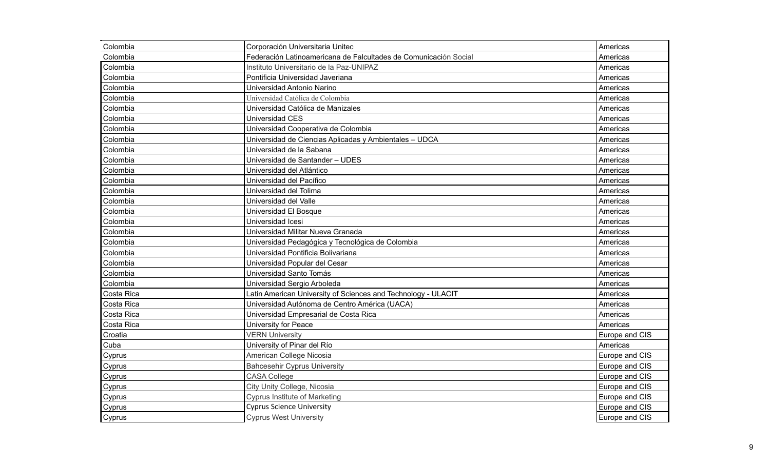| Colombia | Corporación Universitaria Unitec | Americas |
|---|---|---|
| Colombia | Federación Latinoamericana de Falcultades de Comunicación Social | Americas |
| Colombia | Instituto Universitario de la Paz-UNIPAZ | Americas |
| Colombia | Pontificia Universidad Javeriana | Americas |
| Colombia | Universidad Antonio Narino | Americas |
| Colombia | Universidad Católica de Colombia | Americas |
| Colombia | Universidad Católica de Manizales | Americas |
| Colombia | Universidad CES | Americas |
| Colombia | Universidad Cooperativa de Colombia | Americas |
| Colombia | Universidad de Ciencias Aplicadas y Ambientales – UDCA | Americas |
| Colombia | Universidad de la Sabana | Americas |
| Colombia | Universidad de Santander – UDES | Americas |
| Colombia | Universidad del Atlántico | Americas |
| Colombia | Universidad del Pacífico | Americas |
| Colombia | Universidad del Tolima | Americas |
| Colombia | Universidad del Valle | Americas |
| Colombia | Universidad El Bosque | Americas |
| Colombia | Universidad Icesi | Americas |
| Colombia | Universidad Militar Nueva Granada | Americas |
| Colombia | Universidad Pedagógica y Tecnológica de Colombia | Americas |
| Colombia | Universidad Pontificia Bolivariana | Americas |
| Colombia | Universidad Popular del Cesar | Americas |
| Colombia | Universidad Santo Tomás | Americas |
| Colombia | Universidad Sergio Arboleda | Americas |
| Costa Rica | Latin American University of Sciences and Technology - ULACIT | Americas |
| Costa Rica | Universidad Autónoma de Centro América (UACA) | Americas |
| Costa Rica | Universidad Empresarial de Costa Rica | Americas |
| Costa Rica | University for Peace | Americas |
| Croatia | VERN University | Europe and CIS |
| Cuba | University of Pinar del Río | Americas |
| Cyprus | American College Nicosia | Europe and CIS |
| Cyprus | Bahcesehir Cyprus University | Europe and CIS |
| Cyprus | CASA College | Europe and CIS |
| Cyprus | City Unity College, Nicosia | Europe and CIS |
| Cyprus | Cyprus Institute of Marketing | Europe and CIS |
| Cyprus | Cyprus Science University | Europe and CIS |
| Cyprus | Cyprus West University | Europe and CIS |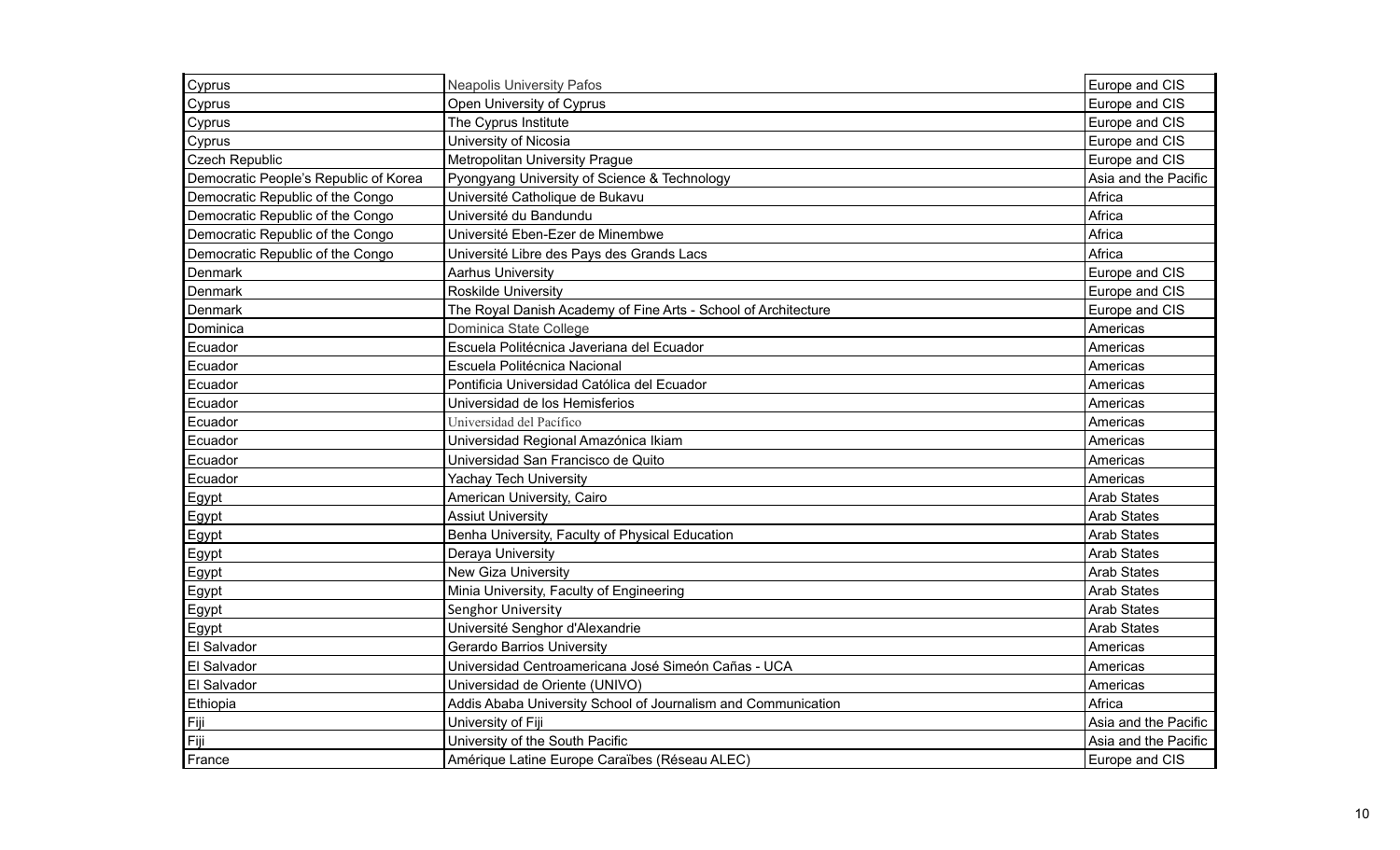| | | |
|---|---|---|
| Cyprus | Neapolis University Pafos | Europe and CIS |
| Cyprus | Open University of Cyprus | Europe and CIS |
| Cyprus | The Cyprus Institute | Europe and CIS |
| Cyprus | University of Nicosia | Europe and CIS |
| Czech Republic | Metropolitan University Prague | Europe and CIS |
| Democratic People's Republic of Korea | Pyongyang University of Science & Technology | Asia and the Pacific |
| Democratic Republic of the Congo | Université Catholique de Bukavu | Africa |
| Democratic Republic of the Congo | Université du Bandundu | Africa |
| Democratic Republic of the Congo | Université Eben-Ezer de Minembwe | Africa |
| Democratic Republic of the Congo | Université Libre des Pays des Grands Lacs | Africa |
| Denmark | Aarhus University | Europe and CIS |
| Denmark | Roskilde University | Europe and CIS |
| Denmark | The Royal Danish Academy of Fine Arts - School of Architecture | Europe and CIS |
| Dominica | Dominica State College | Americas |
| Ecuador | Escuela Politécnica Javeriana del Ecuador | Americas |
| Ecuador | Escuela Politécnica Nacional | Americas |
| Ecuador | Pontificia Universidad Católica del Ecuador | Americas |
| Ecuador | Universidad de los Hemisferios | Americas |
| Ecuador | Universidad del Pacífico | Americas |
| Ecuador | Universidad Regional Amazónica Ikiam | Americas |
| Ecuador | Universidad San Francisco de Quito | Americas |
| Ecuador | Yachay Tech University | Americas |
| Egypt | American University, Cairo | Arab States |
| Egypt | Assiut University | Arab States |
| Egypt | Benha University, Faculty of Physical Education | Arab States |
| Egypt | Deraya University | Arab States |
| Egypt | New Giza University | Arab States |
| Egypt | Minia University, Faculty of Engineering | Arab States |
| Egypt | Senghor University | Arab States |
| Egypt | Université Senghor d'Alexandrie | Arab States |
| El Salvador | Gerardo Barrios University | Americas |
| El Salvador | Universidad Centroamericana José Simeón Cañas - UCA | Americas |
| El Salvador | Universidad de Oriente (UNIVO) | Americas |
| Ethiopia | Addis Ababa University School of Journalism and Communication | Africa |
| Fiji | University of Fiji | Asia and the Pacific |
| Fiji | University of the South Pacific | Asia and the Pacific |
| France | Amérique Latine Europe Caraïbes (Réseau ALEC) | Europe and CIS |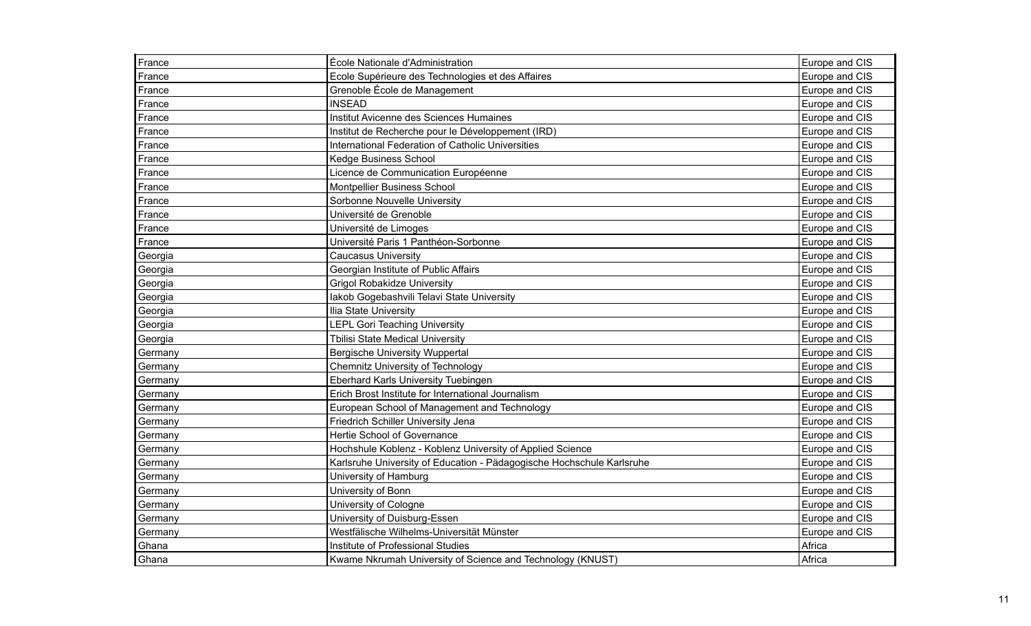| France | École Nationale d'Administration | Europe and CIS |
|---|---|---|
| France | Ecole Supérieure des Technologies et des Affaires | Europe and CIS |
| France | Grenoble École de Management | Europe and CIS |
| France | INSEAD | Europe and CIS |
| France | Institut Avicenne des Sciences Humaines | Europe and CIS |
| France | Institut de Recherche pour le Développement (IRD) | Europe and CIS |
| France | International Federation of Catholic Universities | Europe and CIS |
| France | Kedge Business School | Europe and CIS |
| France | Licence de Communication Européenne | Europe and CIS |
| France | Montpellier Business School | Europe and CIS |
| France | Sorbonne Nouvelle University | Europe and CIS |
| France | Université de Grenoble | Europe and CIS |
| France | Université de Limoges | Europe and CIS |
| France | Université Paris 1 Panthéon-Sorbonne | Europe and CIS |
| Georgia | Caucasus University | Europe and CIS |
| Georgia | Georgian Institute of Public Affairs | Europe and CIS |
| Georgia | Grigol Robakidze University | Europe and CIS |
| Georgia | Iakob Gogebashvili Telavi State University | Europe and CIS |
| Georgia | Ilia State University | Europe and CIS |
| Georgia | LEPL Gori Teaching University | Europe and CIS |
| Georgia | Tbilisi State Medical University | Europe and CIS |
| Germany | Bergische University Wuppertal | Europe and CIS |
| Germany | Chemnitz University of Technology | Europe and CIS |
| Germany | Eberhard Karls University Tuebingen | Europe and CIS |
| Germany | Erich Brost Institute for International Journalism | Europe and CIS |
| Germany | European School of Management and Technology | Europe and CIS |
| Germany | Friedrich Schiller University Jena | Europe and CIS |
| Germany | Hertie School of Governance | Europe and CIS |
| Germany | Hochshule Koblenz - Koblenz University of Applied Science | Europe and CIS |
| Germany | Karlsruhe University of Education - Pädagogische Hochschule Karlsruhe | Europe and CIS |
| Germany | University of Hamburg | Europe and CIS |
| Germany | University of Bonn | Europe and CIS |
| Germany | University of Cologne | Europe and CIS |
| Germany | University of Duisburg-Essen | Europe and CIS |
| Germany | Westfälische Wilhelms-Universität Münster | Europe and CIS |
| Ghana | Institute of Professional Studies | Africa |
| Ghana | Kwame Nkrumah University of Science and Technology (KNUST) | Africa |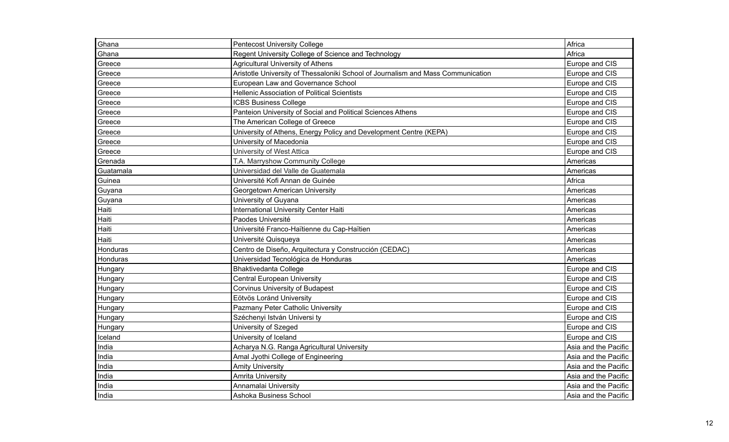| Ghana | Pentecost University College | Africa |
|---|---|---|
| Ghana | Regent University College of Science and Technology | Africa |
| Greece | Agricultural University of Athens | Europe and CIS |
| Greece | Aristotle University of Thessaloniki School of Journalism and Mass Communication | Europe and CIS |
| Greece | European Law and Governance School | Europe and CIS |
| Greece | Hellenic Association of Political Scientists | Europe and CIS |
| Greece | ICBS Business College | Europe and CIS |
| Greece | Panteion University of Social and Political Sciences Athens | Europe and CIS |
| Greece | The American College of Greece | Europe and CIS |
| Greece | University of Athens, Energy Policy and Development Centre (KEPA) | Europe and CIS |
| Greece | University of Macedonia | Europe and CIS |
| Greece | University of West Attica | Europe and CIS |
| Grenada | T.A. Marryshow Community College | Americas |
| Guatamala | Universidad del Valle de Guatemala | Americas |
| Guinea | Université Kofi Annan de Guinée | Africa |
| Guyana | Georgetown American University | Americas |
| Guyana | University of Guyana | Americas |
| Haiti | International University Center Haiti | Americas |
| Haiti | Paodes Université | Americas |
| Haiti | Université Franco-Haïtienne du Cap-Haïtien | Americas |
| Haiti | Université Quisqueya | Americas |
| Honduras | Centro de Diseño, Arquitectura y Construcción (CEDAC) | Americas |
| Honduras | Universidad Tecnológica de Honduras | Americas |
| Hungary | Bhaktivedanta College | Europe and CIS |
| Hungary | Central European University | Europe and CIS |
| Hungary | Corvinus University of Budapest | Europe and CIS |
| Hungary | Eötvös Loránd University | Europe and CIS |
| Hungary | Pazmany Peter Catholic University | Europe and CIS |
| Hungary | Széchenyi István Universi ty | Europe and CIS |
| Hungary | University of Szeged | Europe and CIS |
| Iceland | University of Iceland | Europe and CIS |
| India | Acharya N.G. Ranga Agricultural University | Asia and the Pacific |
| India | Amal Jyothi College of Engineering | Asia and the Pacific |
| India | Amity University | Asia and the Pacific |
| India | Amrita University | Asia and the Pacific |
| India | Annamalai University | Asia and the Pacific |
| India | Ashoka Business School | Asia and the Pacific |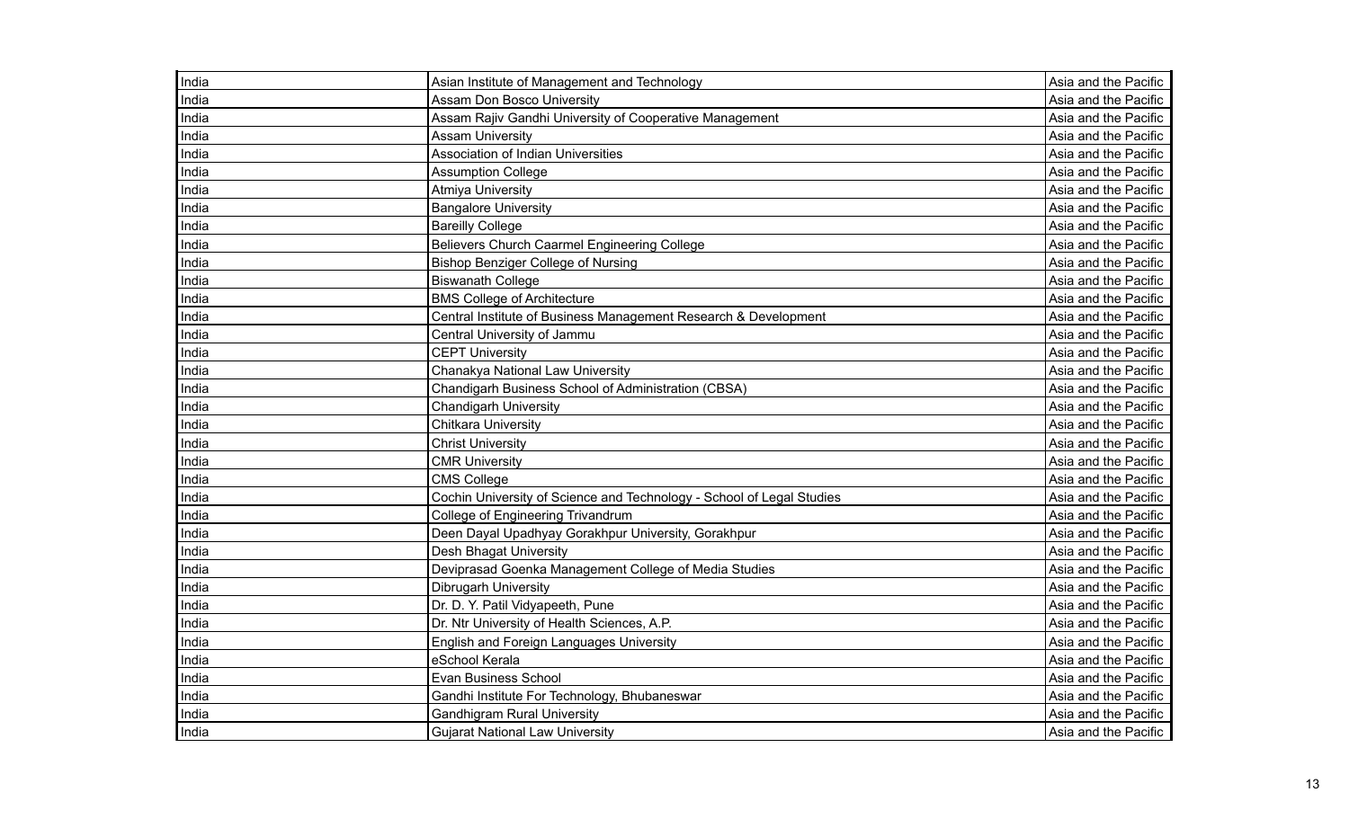| | | |
|---|---|---|
| India | Asian Institute of Management and Technology | Asia and the Pacific |
| India | Assam Don Bosco University | Asia and the Pacific |
| India | Assam Rajiv Gandhi University of Cooperative Management | Asia and the Pacific |
| India | Assam University | Asia and the Pacific |
| India | Association of Indian Universities | Asia and the Pacific |
| India | Assumption College | Asia and the Pacific |
| India | Atmiya University | Asia and the Pacific |
| India | Bangalore University | Asia and the Pacific |
| India | Bareilly College | Asia and the Pacific |
| India | Believers Church Caarmel Engineering College | Asia and the Pacific |
| India | Bishop Benziger College of Nursing | Asia and the Pacific |
| India | Biswanath College | Asia and the Pacific |
| India | BMS College of Architecture | Asia and the Pacific |
| India | Central Institute of Business Management Research & Development | Asia and the Pacific |
| India | Central University of Jammu | Asia and the Pacific |
| India | CEPT University | Asia and the Pacific |
| India | Chanakya National Law University | Asia and the Pacific |
| India | Chandigarh Business School of Administration (CBSA) | Asia and the Pacific |
| India | Chandigarh University | Asia and the Pacific |
| India | Chitkara University | Asia and the Pacific |
| India | Christ University | Asia and the Pacific |
| India | CMR University | Asia and the Pacific |
| India | CMS College | Asia and the Pacific |
| India | Cochin University of Science and Technology - School of Legal Studies | Asia and the Pacific |
| India | College of Engineering Trivandrum | Asia and the Pacific |
| India | Deen Dayal Upadhyay Gorakhpur University, Gorakhpur | Asia and the Pacific |
| India | Desh Bhagat University | Asia and the Pacific |
| India | Deviprasad Goenka Management College of Media Studies | Asia and the Pacific |
| India | Dibrugarh University | Asia and the Pacific |
| India | Dr. D. Y. Patil Vidyapeeth, Pune | Asia and the Pacific |
| India | Dr. Ntr University of Health Sciences, A.P. | Asia and the Pacific |
| India | English and Foreign Languages University | Asia and the Pacific |
| India | eSchool Kerala | Asia and the Pacific |
| India | Evan Business School | Asia and the Pacific |
| India | Gandhi Institute For Technology, Bhubaneswar | Asia and the Pacific |
| India | Gandhigram Rural University | Asia and the Pacific |
| India | Gujarat National Law University | Asia and the Pacific |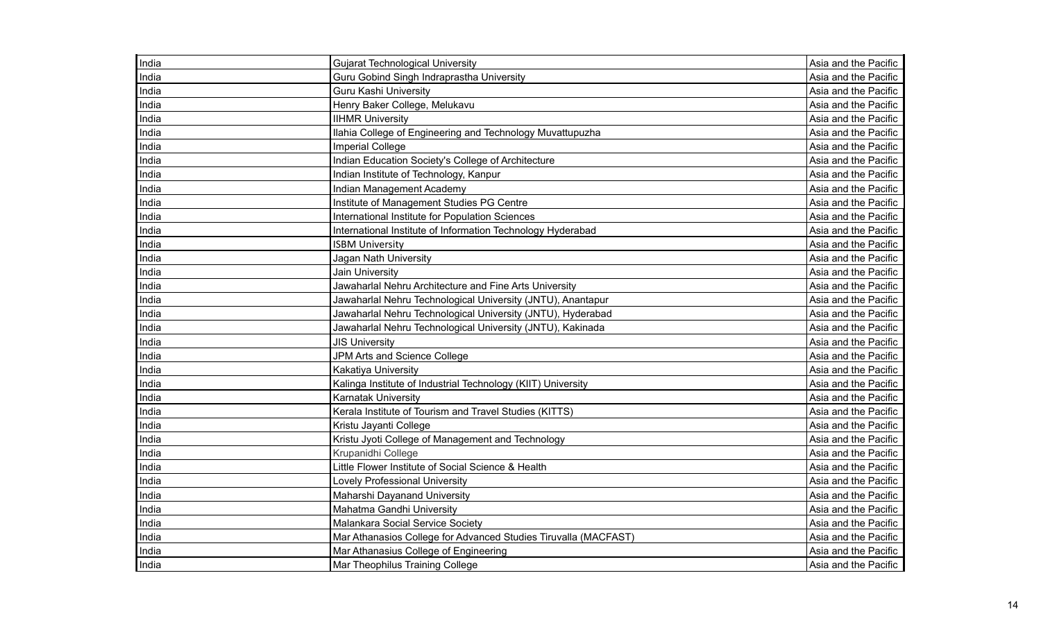| | | |
|---|---|---|
| India | Gujarat Technological University | Asia and the Pacific |
| India | Guru Gobind Singh Indraprastha University | Asia and the Pacific |
| India | Guru Kashi University | Asia and the Pacific |
| India | Henry Baker College, Melukavu | Asia and the Pacific |
| India | IIHMR University | Asia and the Pacific |
| India | Ilahia College of Engineering and Technology Muvattupuzha | Asia and the Pacific |
| India | Imperial College | Asia and the Pacific |
| India | Indian Education Society's College of Architecture | Asia and the Pacific |
| India | Indian Institute of Technology, Kanpur | Asia and the Pacific |
| India | Indian Management Academy | Asia and the Pacific |
| India | Institute of Management Studies PG Centre | Asia and the Pacific |
| India | International Institute for Population Sciences | Asia and the Pacific |
| India | International Institute of Information Technology Hyderabad | Asia and the Pacific |
| India | ISBM University | Asia and the Pacific |
| India | Jagan Nath University | Asia and the Pacific |
| India | Jain University | Asia and the Pacific |
| India | Jawaharlal Nehru Architecture and Fine Arts University | Asia and the Pacific |
| India | Jawaharlal Nehru Technological University (JNTU), Anantapur | Asia and the Pacific |
| India | Jawaharlal Nehru Technological University (JNTU), Hyderabad | Asia and the Pacific |
| India | Jawaharlal Nehru Technological University (JNTU), Kakinada | Asia and the Pacific |
| India | JIS University | Asia and the Pacific |
| India | JPM Arts and Science College | Asia and the Pacific |
| India | Kakatiya University | Asia and the Pacific |
| India | Kalinga Institute of Industrial Technology (KIIT) University | Asia and the Pacific |
| India | Karnatak University | Asia and the Pacific |
| India | Kerala Institute of Tourism and Travel Studies (KITTS) | Asia and the Pacific |
| India | Kristu Jayanti College | Asia and the Pacific |
| India | Kristu Jyoti College of Management and Technology | Asia and the Pacific |
| India | Krupanidhi College | Asia and the Pacific |
| India | Little Flower Institute of Social Science & Health | Asia and the Pacific |
| India | Lovely Professional University | Asia and the Pacific |
| India | Maharshi Dayanand University | Asia and the Pacific |
| India | Mahatma Gandhi University | Asia and the Pacific |
| India | Malankara Social Service Society | Asia and the Pacific |
| India | Mar Athanasios College for Advanced Studies Tiruvalla (MACFAST) | Asia and the Pacific |
| India | Mar Athanasius College of Engineering | Asia and the Pacific |
| India | Mar Theophilus Training College | Asia and the Pacific |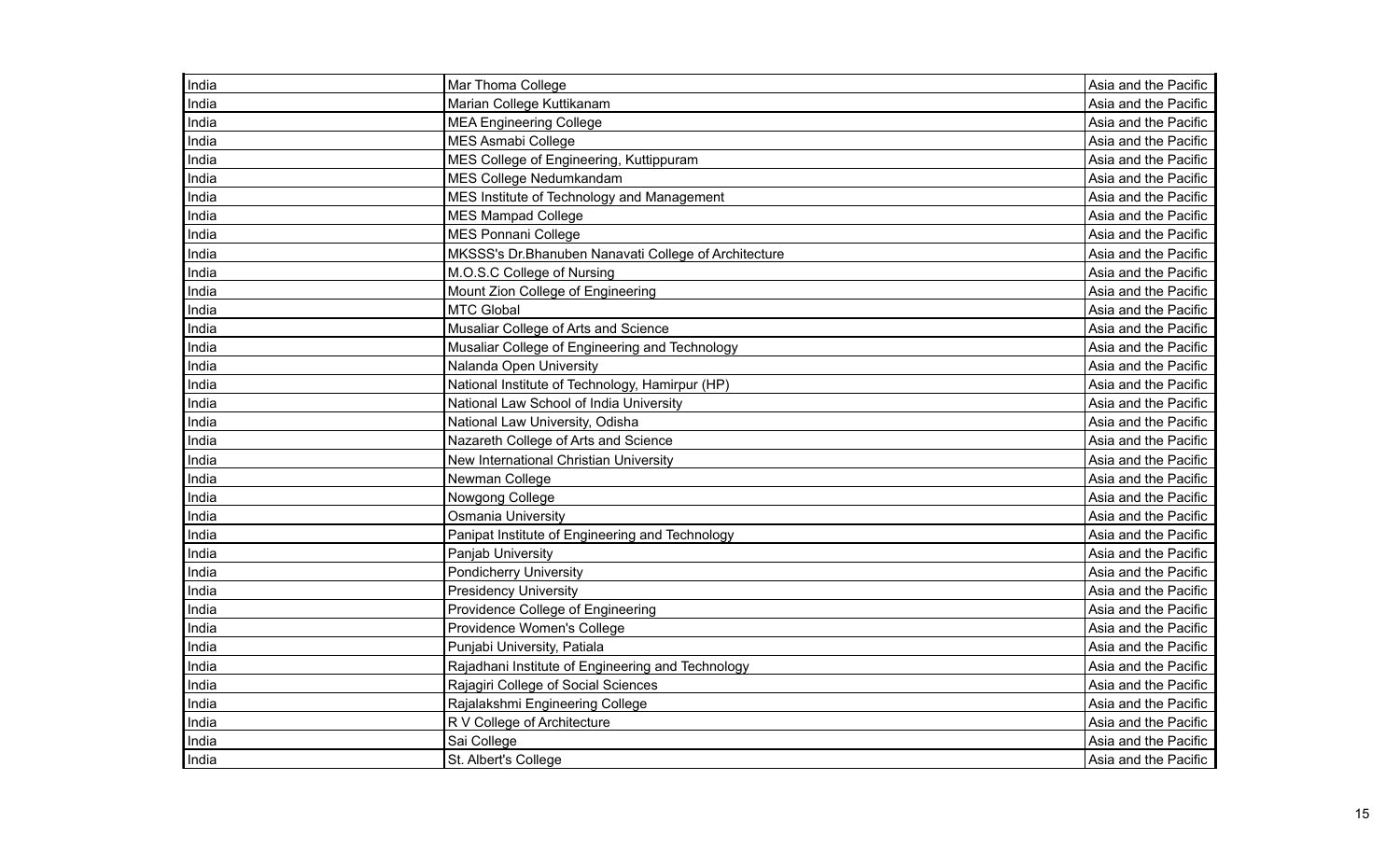| | | |
|---|---|---|
| India | Mar Thoma College | Asia and the Pacific |
| India | Marian College Kuttikanam | Asia and the Pacific |
| India | MEA Engineering College | Asia and the Pacific |
| India | MES Asmabi College | Asia and the Pacific |
| India | MES College of Engineering, Kuttippuram | Asia and the Pacific |
| India | MES College Nedumkandam | Asia and the Pacific |
| India | MES Institute of Technology and Management | Asia and the Pacific |
| India | MES Mampad College | Asia and the Pacific |
| India | MES Ponnani College | Asia and the Pacific |
| India | MKSSS's Dr.Bhanuben Nanavati College of Architecture | Asia and the Pacific |
| India | M.O.S.C College of Nursing | Asia and the Pacific |
| India | Mount Zion College of Engineering | Asia and the Pacific |
| India | MTC Global | Asia and the Pacific |
| India | Musaliar College of Arts and Science | Asia and the Pacific |
| India | Musaliar College of Engineering and Technology | Asia and the Pacific |
| India | Nalanda Open University | Asia and the Pacific |
| India | National Institute of Technology, Hamirpur (HP) | Asia and the Pacific |
| India | National Law School of India University | Asia and the Pacific |
| India | National Law University, Odisha | Asia and the Pacific |
| India | Nazareth College of Arts and Science | Asia and the Pacific |
| India | New International Christian University | Asia and the Pacific |
| India | Newman College | Asia and the Pacific |
| India | Nowgong College | Asia and the Pacific |
| India | Osmania University | Asia and the Pacific |
| India | Panipat Institute of Engineering and Technology | Asia and the Pacific |
| India | Panjab University | Asia and the Pacific |
| India | Pondicherry University | Asia and the Pacific |
| India | Presidency University | Asia and the Pacific |
| India | Providence College of Engineering | Asia and the Pacific |
| India | Providence Women's College | Asia and the Pacific |
| India | Punjabi University, Patiala | Asia and the Pacific |
| India | Rajadhani Institute of Engineering and Technology | Asia and the Pacific |
| India | Rajagiri College of Social Sciences | Asia and the Pacific |
| India | Rajalakshmi Engineering College | Asia and the Pacific |
| India | R V College of Architecture | Asia and the Pacific |
| India | Sai College | Asia and the Pacific |
| India | St. Albert's College | Asia and the Pacific |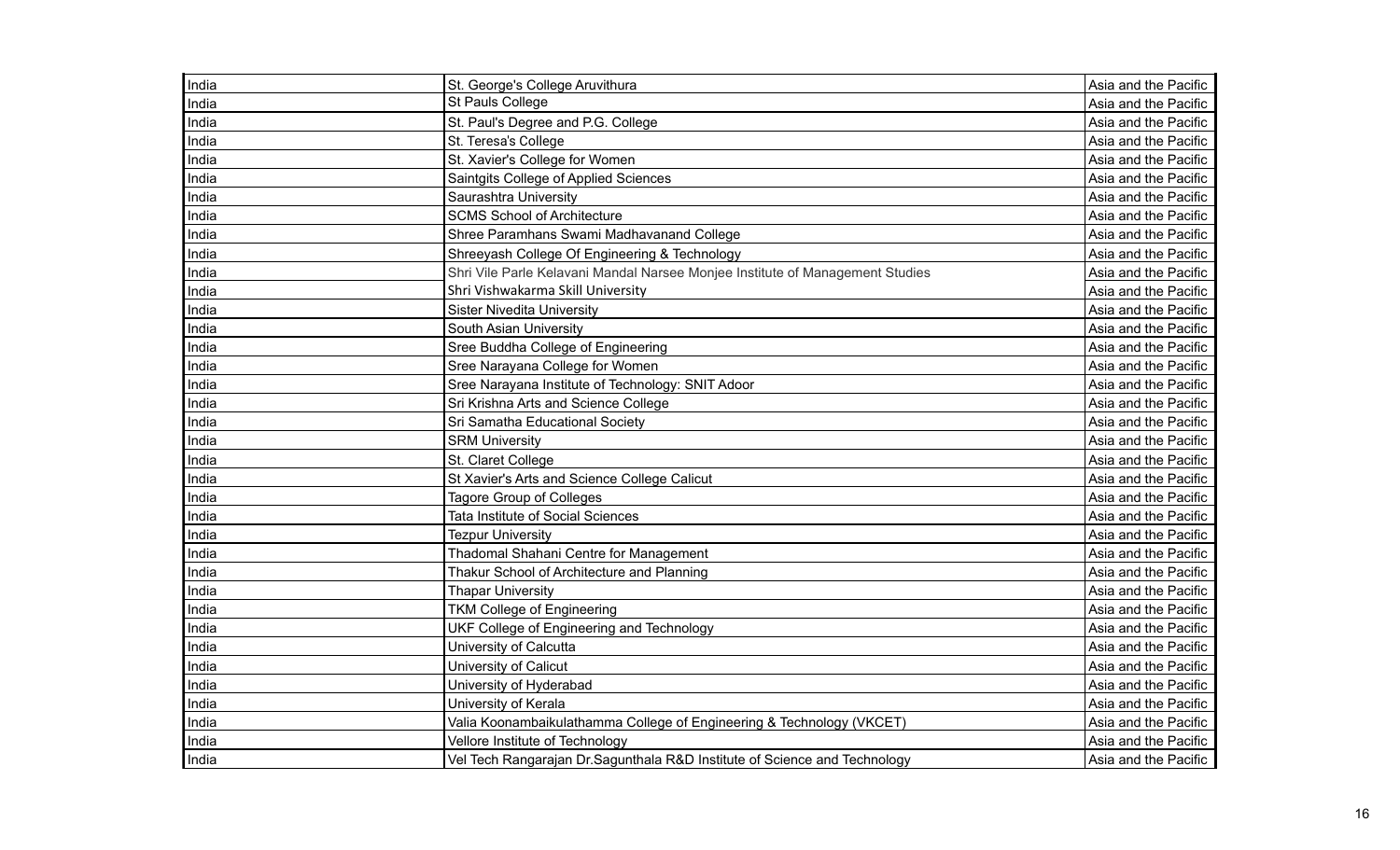| | | |
|---|---|---|
| India | St. George's College Aruvithura | Asia and the Pacific |
| India | St Pauls College | Asia and the Pacific |
| India | St. Paul's Degree and P.G. College | Asia and the Pacific |
| India | St. Teresa's College | Asia and the Pacific |
| India | St. Xavier's College for Women | Asia and the Pacific |
| India | Saintgits College of Applied Sciences | Asia and the Pacific |
| India | Saurashtra University | Asia and the Pacific |
| India | SCMS School of Architecture | Asia and the Pacific |
| India | Shree Paramhans Swami Madhavanand College | Asia and the Pacific |
| India | Shreeyash College Of Engineering & Technology | Asia and the Pacific |
| India | Shri Vile Parle Kelavani Mandal Narsee Monjee Institute of Management Studies | Asia and the Pacific |
| India | Shri Vishwakarma Skill University | Asia and the Pacific |
| India | Sister Nivedita University | Asia and the Pacific |
| India | South Asian University | Asia and the Pacific |
| India | Sree Buddha College of Engineering | Asia and the Pacific |
| India | Sree Narayana College for Women | Asia and the Pacific |
| India | Sree Narayana Institute of Technology: SNIT Adoor | Asia and the Pacific |
| India | Sri Krishna Arts and Science College | Asia and the Pacific |
| India | Sri Samatha Educational Society | Asia and the Pacific |
| India | SRM University | Asia and the Pacific |
| India | St. Claret College | Asia and the Pacific |
| India | St Xavier's Arts and Science College Calicut | Asia and the Pacific |
| India | Tagore Group of Colleges | Asia and the Pacific |
| India | Tata Institute of Social Sciences | Asia and the Pacific |
| India | Tezpur University | Asia and the Pacific |
| India | Thadomal Shahani Centre for Management | Asia and the Pacific |
| India | Thakur School of Architecture and Planning | Asia and the Pacific |
| India | Thapar University | Asia and the Pacific |
| India | TKM College of Engineering | Asia and the Pacific |
| India | UKF College of Engineering and Technology | Asia and the Pacific |
| India | University of Calcutta | Asia and the Pacific |
| India | University of Calicut | Asia and the Pacific |
| India | University of Hyderabad | Asia and the Pacific |
| India | University of Kerala | Asia and the Pacific |
| India | Valia Koonambaikulathamma College of Engineering & Technology (VKCET) | Asia and the Pacific |
| India | Vellore Institute of Technology | Asia and the Pacific |
| India | Vel Tech Rangarajan Dr.Sagunthala R&D Institute of Science and Technology | Asia and the Pacific |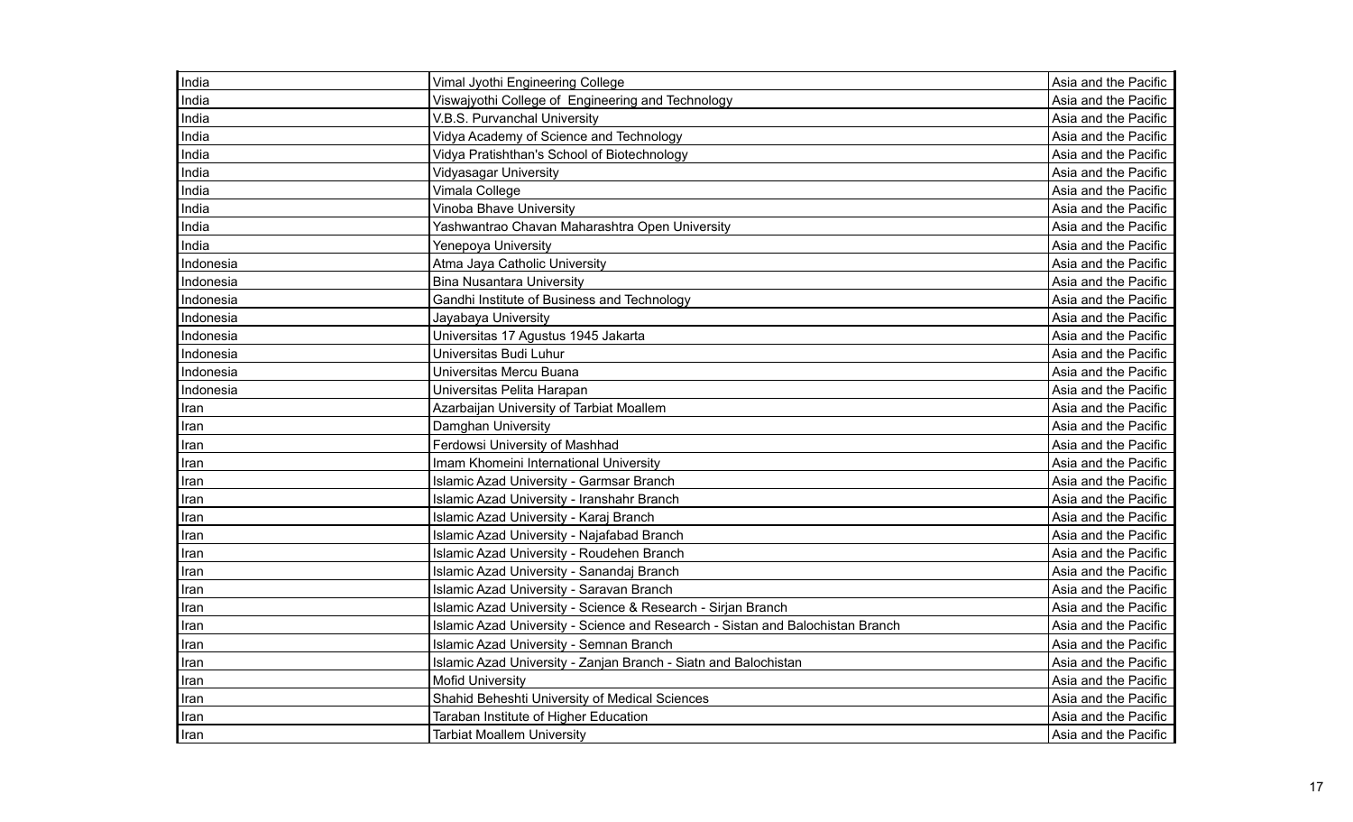| India | Vimal Jyothi Engineering College | Asia and the Pacific |
|---|---|---|
| India | Viswajyothi College of Engineering and Technology | Asia and the Pacific |
| India | V.B.S. Purvanchal University | Asia and the Pacific |
| India | Vidya Academy of Science and Technology | Asia and the Pacific |
| India | Vidya Pratishthan's School of Biotechnology | Asia and the Pacific |
| India | Vidyasagar University | Asia and the Pacific |
| India | Vimala College | Asia and the Pacific |
| India | Vinoba Bhave University | Asia and the Pacific |
| India | Yashwantrao Chavan Maharashtra Open University | Asia and the Pacific |
| India | Yenepoya University | Asia and the Pacific |
| Indonesia | Atma Jaya Catholic University | Asia and the Pacific |
| Indonesia | Bina Nusantara University | Asia and the Pacific |
| Indonesia | Gandhi Institute of Business and Technology | Asia and the Pacific |
| Indonesia | Jayabaya University | Asia and the Pacific |
| Indonesia | Universitas 17 Agustus 1945 Jakarta | Asia and the Pacific |
| Indonesia | Universitas Budi Luhur | Asia and the Pacific |
| Indonesia | Universitas Mercu Buana | Asia and the Pacific |
| Indonesia | Universitas Pelita Harapan | Asia and the Pacific |
| Iran | Azarbaijan University of Tarbiat Moallem | Asia and the Pacific |
| Iran | Damghan University | Asia and the Pacific |
| Iran | Ferdowsi University of Mashhad | Asia and the Pacific |
| Iran | Imam Khomeini International University | Asia and the Pacific |
| Iran | Islamic Azad University - Garmsar Branch | Asia and the Pacific |
| Iran | Islamic Azad University - Iranshahr Branch | Asia and the Pacific |
| Iran | Islamic Azad University - Karaj Branch | Asia and the Pacific |
| Iran | Islamic Azad University - Najafabad Branch | Asia and the Pacific |
| Iran | Islamic Azad University - Roudehen Branch | Asia and the Pacific |
| Iran | Islamic Azad University - Sanandaj Branch | Asia and the Pacific |
| Iran | Islamic Azad University - Saravan Branch | Asia and the Pacific |
| Iran | Islamic Azad University - Science & Research - Sirjan Branch | Asia and the Pacific |
| Iran | Islamic Azad University - Science and Research - Sistan and Balochistan Branch | Asia and the Pacific |
| Iran | Islamic Azad University - Semnan Branch | Asia and the Pacific |
| Iran | Islamic Azad University - Zanjan Branch - Siatn and Balochistan | Asia and the Pacific |
| Iran | Mofid University | Asia and the Pacific |
| Iran | Shahid Beheshti University of Medical Sciences | Asia and the Pacific |
| Iran | Taraban Institute of Higher Education | Asia and the Pacific |
| Iran | Tarbiat Moallem University | Asia and the Pacific |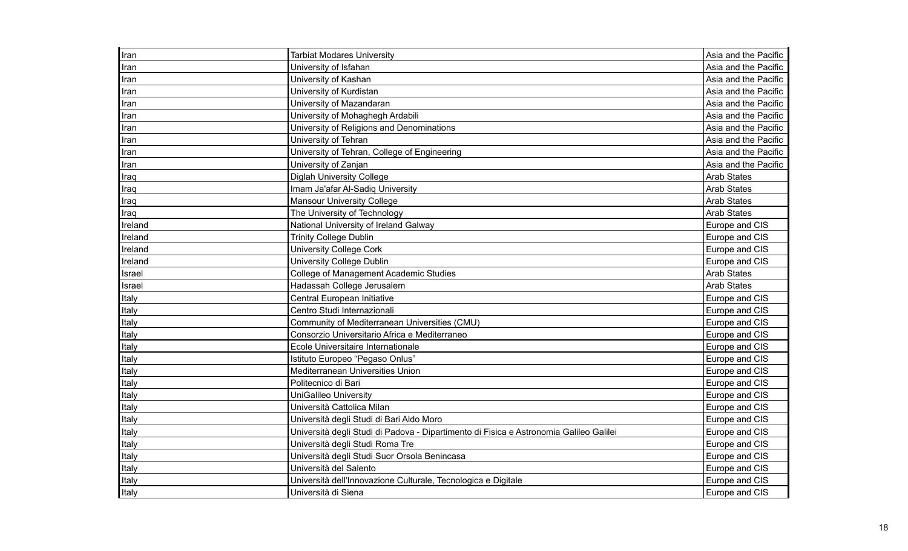| | | |
|---|---|---|
| Iran | Tarbiat Modares University | Asia and the Pacific |
| Iran | University of Isfahan | Asia and the Pacific |
| Iran | University of Kashan | Asia and the Pacific |
| Iran | University of Kurdistan | Asia and the Pacific |
| Iran | University of Mazandaran | Asia and the Pacific |
| Iran | University of Mohaghegh Ardabili | Asia and the Pacific |
| Iran | University of Religions and Denominations | Asia and the Pacific |
| Iran | University of Tehran | Asia and the Pacific |
| Iran | University of Tehran, College of Engineering | Asia and the Pacific |
| Iran | University of Zanjan | Asia and the Pacific |
| Iraq | Diglah University College | Arab States |
| Iraq | Imam Ja'afar Al-Sadiq University | Arab States |
| Iraq | Mansour University College | Arab States |
| Iraq | The University of Technology | Arab States |
| Ireland | National University of Ireland Galway | Europe and CIS |
| Ireland | Trinity College Dublin | Europe and CIS |
| Ireland | University College Cork | Europe and CIS |
| Ireland | University College Dublin | Europe and CIS |
| Israel | College of Management Academic Studies | Arab States |
| Israel | Hadassah College Jerusalem | Arab States |
| Italy | Central European Initiative | Europe and CIS |
| Italy | Centro Studi Internazionali | Europe and CIS |
| Italy | Community of Mediterranean Universities (CMU) | Europe and CIS |
| Italy | Consorzio Universitario Africa e Mediterraneo | Europe and CIS |
| Italy | Ecole Universitaire Internationale | Europe and CIS |
| Italy | Istituto Europeo "Pegaso Onlus" | Europe and CIS |
| Italy | Mediterranean Universities Union | Europe and CIS |
| Italy | Politecnico di Bari | Europe and CIS |
| Italy | UniGalileo University | Europe and CIS |
| Italy | Università Cattolica Milan | Europe and CIS |
| Italy | Università degli Studi di Bari Aldo Moro | Europe and CIS |
| Italy | Università degli Studi di Padova - Dipartimento di Fisica e Astronomia Galileo Galilei | Europe and CIS |
| Italy | Università degli Studi Roma Tre | Europe and CIS |
| Italy | Università degli Studi Suor Orsola Benincasa | Europe and CIS |
| Italy | Università del Salento | Europe and CIS |
| Italy | Università dell'Innovazione Culturale, Tecnologica e Digitale | Europe and CIS |
| Italy | Università di Siena | Europe and CIS |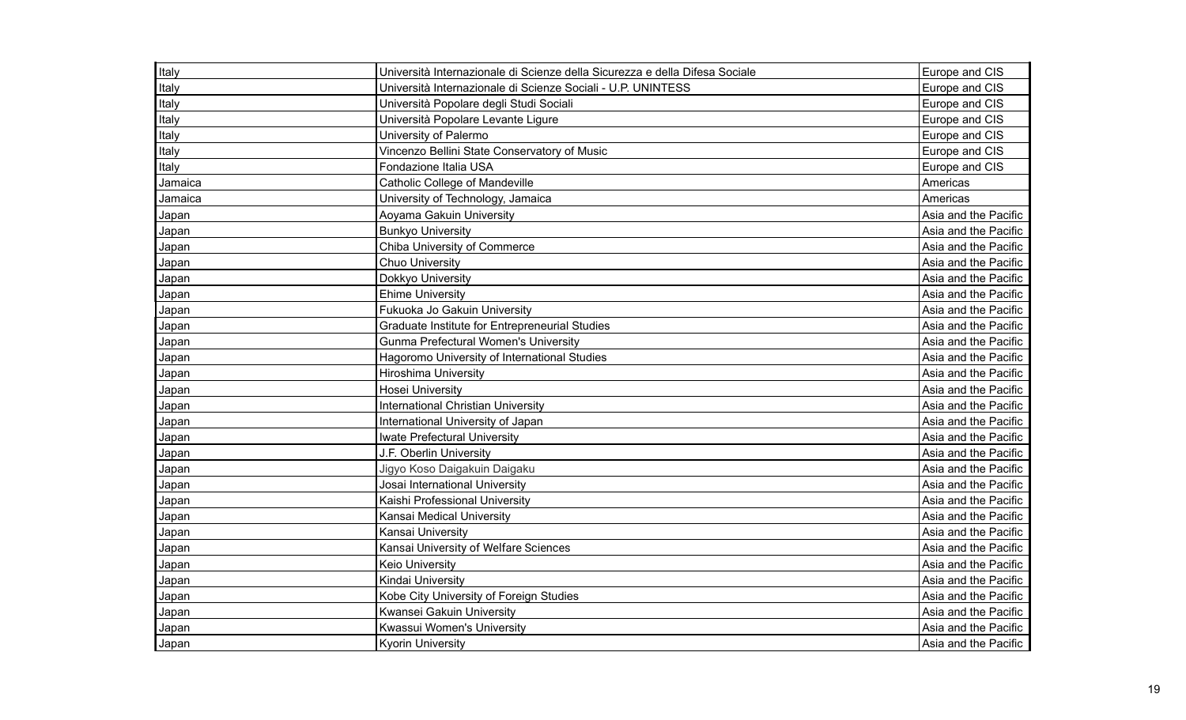| Italy | Università Internazionale di Scienze della Sicurezza e della Difesa Sociale | Europe and CIS |
|---|---|---|
| Italy | Università Internazionale di Scienze Sociali - U.P. UNINTESS | Europe and CIS |
| Italy | Università Popolare degli Studi Sociali | Europe and CIS |
| Italy | Università Popolare Levante Ligure | Europe and CIS |
| Italy | University of Palermo | Europe and CIS |
| Italy | Vincenzo Bellini State Conservatory of Music | Europe and CIS |
| Italy | Fondazione Italia USA | Europe and CIS |
| Jamaica | Catholic College of Mandeville | Americas |
| Jamaica | University of Technology, Jamaica | Americas |
| Japan | Aoyama Gakuin University | Asia and the Pacific |
| Japan | Bunkyo University | Asia and the Pacific |
| Japan | Chiba University of Commerce | Asia and the Pacific |
| Japan | Chuo University | Asia and the Pacific |
| Japan | Dokkyo University | Asia and the Pacific |
| Japan | Ehime University | Asia and the Pacific |
| Japan | Fukuoka Jo Gakuin University | Asia and the Pacific |
| Japan | Graduate Institute for Entrepreneurial Studies | Asia and the Pacific |
| Japan | Gunma Prefectural Women's University | Asia and the Pacific |
| Japan | Hagoromo University of International Studies | Asia and the Pacific |
| Japan | Hiroshima University | Asia and the Pacific |
| Japan | Hosei University | Asia and the Pacific |
| Japan | International Christian University | Asia and the Pacific |
| Japan | International University of Japan | Asia and the Pacific |
| Japan | Iwate Prefectural University | Asia and the Pacific |
| Japan | J.F. Oberlin University | Asia and the Pacific |
| Japan | Jigyo Koso Daigakuin Daigaku | Asia and the Pacific |
| Japan | Josai International University | Asia and the Pacific |
| Japan | Kaishi Professional University | Asia and the Pacific |
| Japan | Kansai Medical University | Asia and the Pacific |
| Japan | Kansai University | Asia and the Pacific |
| Japan | Kansai University of Welfare Sciences | Asia and the Pacific |
| Japan | Keio University | Asia and the Pacific |
| Japan | Kindai University | Asia and the Pacific |
| Japan | Kobe City University of Foreign Studies | Asia and the Pacific |
| Japan | Kwansei Gakuin University | Asia and the Pacific |
| Japan | Kwassui Women's University | Asia and the Pacific |
| Japan | Kyorin University | Asia and the Pacific |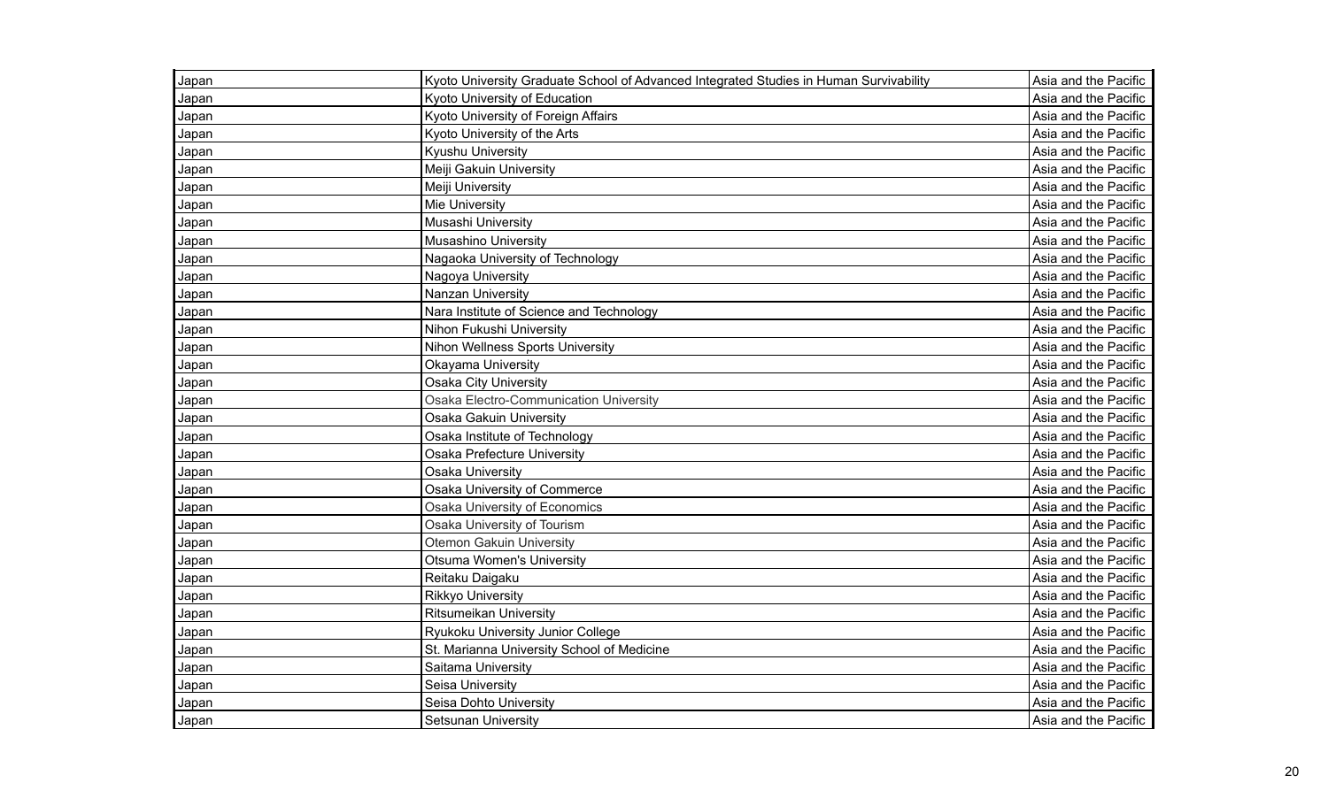| Japan | Kyoto University Graduate School of Advanced Integrated Studies in Human Survivability | Asia and the Pacific |
|---|---|---|
| Japan | Kyoto University of Education | Asia and the Pacific |
| Japan | Kyoto University of Foreign Affairs | Asia and the Pacific |
| Japan | Kyoto University of the Arts | Asia and the Pacific |
| Japan | Kyushu University | Asia and the Pacific |
| Japan | Meiji Gakuin University | Asia and the Pacific |
| Japan | Meiji University | Asia and the Pacific |
| Japan | Mie University | Asia and the Pacific |
| Japan | Musashi University | Asia and the Pacific |
| Japan | Musashino University | Asia and the Pacific |
| Japan | Nagaoka University of Technology | Asia and the Pacific |
| Japan | Nagoya University | Asia and the Pacific |
| Japan | Nanzan University | Asia and the Pacific |
| Japan | Nara Institute of Science and Technology | Asia and the Pacific |
| Japan | Nihon Fukushi University | Asia and the Pacific |
| Japan | Nihon Wellness Sports University | Asia and the Pacific |
| Japan | Okayama University | Asia and the Pacific |
| Japan | Osaka City University | Asia and the Pacific |
| Japan | Osaka Electro-Communication University | Asia and the Pacific |
| Japan | Osaka Gakuin University | Asia and the Pacific |
| Japan | Osaka Institute of Technology | Asia and the Pacific |
| Japan | Osaka Prefecture University | Asia and the Pacific |
| Japan | Osaka University | Asia and the Pacific |
| Japan | Osaka University of Commerce | Asia and the Pacific |
| Japan | Osaka University of Economics | Asia and the Pacific |
| Japan | Osaka University of Tourism | Asia and the Pacific |
| Japan | Otemon Gakuin University | Asia and the Pacific |
| Japan | Otsuma Women's University | Asia and the Pacific |
| Japan | Reitaku Daigaku | Asia and the Pacific |
| Japan | Rikkyo University | Asia and the Pacific |
| Japan | Ritsumeikan University | Asia and the Pacific |
| Japan | Ryukoku University Junior College | Asia and the Pacific |
| Japan | St. Marianna University School of Medicine | Asia and the Pacific |
| Japan | Saitama University | Asia and the Pacific |
| Japan | Seisa University | Asia and the Pacific |
| Japan | Seisa Dohto University | Asia and the Pacific |
| Japan | Setsunan University | Asia and the Pacific |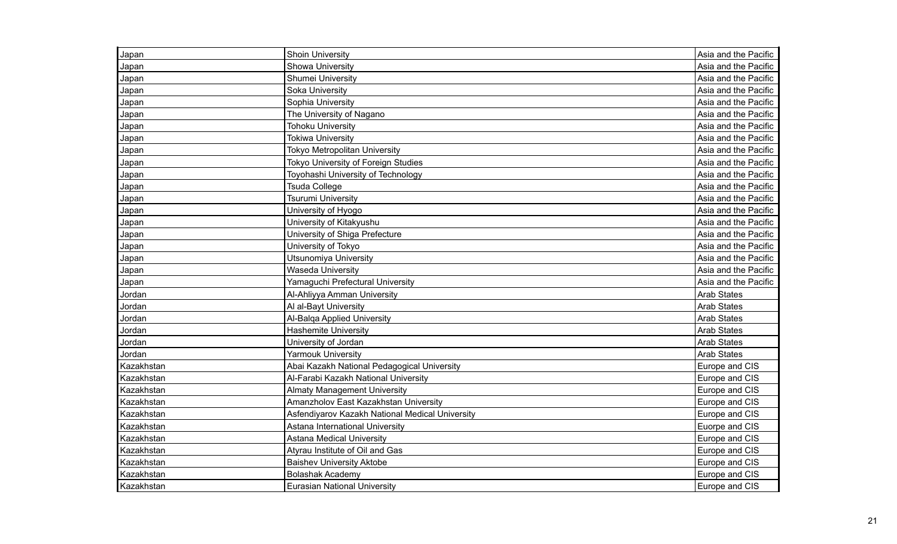| | | |
|---|---|---|
| Japan | Shoin University | Asia and the Pacific |
| Japan | Showa University | Asia and the Pacific |
| Japan | Shumei University | Asia and the Pacific |
| Japan | Soka University | Asia and the Pacific |
| Japan | Sophia University | Asia and the Pacific |
| Japan | The University of Nagano | Asia and the Pacific |
| Japan | Tohoku University | Asia and the Pacific |
| Japan | Tokiwa University | Asia and the Pacific |
| Japan | Tokyo Metropolitan University | Asia and the Pacific |
| Japan | Tokyo University of Foreign Studies | Asia and the Pacific |
| Japan | Toyohashi University of Technology | Asia and the Pacific |
| Japan | Tsuda College | Asia and the Pacific |
| Japan | Tsurumi University | Asia and the Pacific |
| Japan | University of Hyogo | Asia and the Pacific |
| Japan | University of Kitakyushu | Asia and the Pacific |
| Japan | University of Shiga Prefecture | Asia and the Pacific |
| Japan | University of Tokyo | Asia and the Pacific |
| Japan | Utsunomiya University | Asia and the Pacific |
| Japan | Waseda University | Asia and the Pacific |
| Japan | Yamaguchi Prefectural University | Asia and the Pacific |
| Jordan | Al-Ahliyya Amman University | Arab States |
| Jordan | Al al-Bayt University | Arab States |
| Jordan | Al-Balqa Applied University | Arab States |
| Jordan | Hashemite University | Arab States |
| Jordan | University of Jordan | Arab States |
| Jordan | Yarmouk University | Arab States |
| Kazakhstan | Abai Kazakh National Pedagogical University | Europe and CIS |
| Kazakhstan | Al-Farabi Kazakh National University | Europe and CIS |
| Kazakhstan | Almaty Management University | Europe and CIS |
| Kazakhstan | Amanzholov East Kazakhstan University | Europe and CIS |
| Kazakhstan | Asfendiyarov Kazakh National Medical University | Europe and CIS |
| Kazakhstan | Astana International University | Euorpe and CIS |
| Kazakhstan | Astana Medical University | Europe and CIS |
| Kazakhstan | Atyrau Institute of Oil and Gas | Europe and CIS |
| Kazakhstan | Baishev University Aktobe | Europe and CIS |
| Kazakhstan | Bolashak Academy | Europe and CIS |
| Kazakhstan | Eurasian National University | Europe and CIS |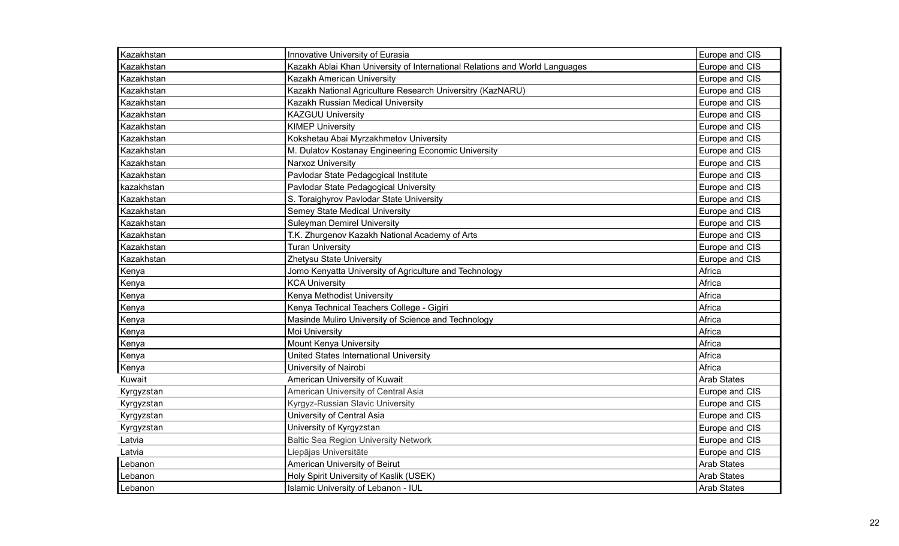| | | |
|---|---|---|
| Kazakhstan | Innovative University of Eurasia | Europe and CIS |
| Kazakhstan | Kazakh Ablai Khan University of International Relations and World Languages | Europe and CIS |
| Kazakhstan | Kazakh American University | Europe and CIS |
| Kazakhstan | Kazakh National Agriculture Research Universitry (KazNARU) | Europe and CIS |
| Kazakhstan | Kazakh Russian Medical University | Europe and CIS |
| Kazakhstan | KAZGUU University | Europe and CIS |
| Kazakhstan | KIMEP University | Europe and CIS |
| Kazakhstan | Kokshetau Abai Myrzakhmetov University | Europe and CIS |
| Kazakhstan | M. Dulatov Kostanay Engineering Economic University | Europe and CIS |
| Kazakhstan | Narxoz University | Europe and CIS |
| Kazakhstan | Pavlodar State Pedagogical Institute | Europe and CIS |
| kazakhstan | Pavlodar State Pedagogical University | Europe and CIS |
| Kazakhstan | S. Toraighyrov Pavlodar State University | Europe and CIS |
| Kazakhstan | Semey State Medical University | Europe and CIS |
| Kazakhstan | Suleyman Demirel University | Europe and CIS |
| Kazakhstan | T.K. Zhurgenov Kazakh National Academy of Arts | Europe and CIS |
| Kazakhstan | Turan University | Europe and CIS |
| Kazakhstan | Zhetysu State University | Europe and CIS |
| Kenya | Jomo Kenyatta University of Agriculture and Technology | Africa |
| Kenya | KCA University | Africa |
| Kenya | Kenya Methodist University | Africa |
| Kenya | Kenya Technical Teachers College - Gigiri | Africa |
| Kenya | Masinde Muliro University of Science and Technology | Africa |
| Kenya | Moi University | Africa |
| Kenya | Mount Kenya University | Africa |
| Kenya | United States International University | Africa |
| Kenya | University of Nairobi | Africa |
| Kuwait | American University of Kuwait | Arab States |
| Kyrgyzstan | American University of Central Asia | Europe and CIS |
| Kyrgyzstan | Kyrgyz-Russian Slavic University | Europe and CIS |
| Kyrgyzstan | University of Central Asia | Europe and CIS |
| Kyrgyzstan | University of Kyrgyzstan | Europe and CIS |
| Latvia | Baltic Sea Region University Network | Europe and CIS |
| Latvia | Liepājas Universitāte | Europe and CIS |
| Lebanon | American University of Beirut | Arab States |
| Lebanon | Holy Spirit University of Kaslik (USEK) | Arab States |
| Lebanon | Islamic University of Lebanon - IUL | Arab States |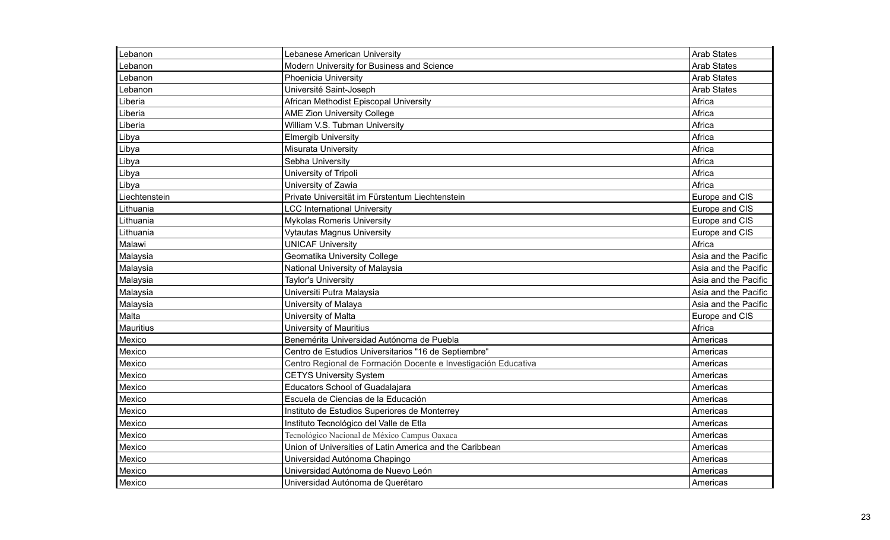| | | |
|---|---|---|
| Lebanon | Lebanese American University | Arab States |
| Lebanon | Modern University for Business and Science | Arab States |
| Lebanon | Phoenicia University | Arab States |
| Lebanon | Université Saint-Joseph | Arab States |
| Liberia | African Methodist Episcopal University | Africa |
| Liberia | AME Zion University College | Africa |
| Liberia | William V.S. Tubman University | Africa |
| Libya | Elmergib University | Africa |
| Libya | Misurata University | Africa |
| Libya | Sebha University | Africa |
| Libya | University of Tripoli | Africa |
| Libya | University of Zawia | Africa |
| Liechtenstein | Private Universität im Fürstentum Liechtenstein | Europe and CIS |
| Lithuania | LCC International University | Europe and CIS |
| Lithuania | Mykolas Romeris University | Europe and CIS |
| Lithuania | Vytautas Magnus University | Europe and CIS |
| Malawi | UNICAF University | Africa |
| Malaysia | Geomatika University College | Asia and the Pacific |
| Malaysia | National University of Malaysia | Asia and the Pacific |
| Malaysia | Taylor's University | Asia and the Pacific |
| Malaysia | Universiti Putra Malaysia | Asia and the Pacific |
| Malaysia | University of Malaya | Asia and the Pacific |
| Malta | University of Malta | Europe and CIS |
| Mauritius | University of Mauritius | Africa |
| Mexico | Benemérita Universidad Autónoma de Puebla | Americas |
| Mexico | Centro de Estudios Universitarios "16 de Septiembre" | Americas |
| Mexico | Centro Regional de Formación Docente e Investigación Educativa | Americas |
| Mexico | CETYS University System | Americas |
| Mexico | Educators School of Guadalajara | Americas |
| Mexico | Escuela de Ciencias de la Educación | Americas |
| Mexico | Instituto de Estudios Superiores de Monterrey | Americas |
| Mexico | Instituto Tecnológico del Valle de Etla | Americas |
| Mexico | Tecnológico Nacional de México Campus Oaxaca | Americas |
| Mexico | Union of Universities of Latin America and the Caribbean | Americas |
| Mexico | Universidad Autónoma Chapingo | Americas |
| Mexico | Universidad Autónoma de Nuevo León | Americas |
| Mexico | Universidad Autónoma de Querétaro | Americas |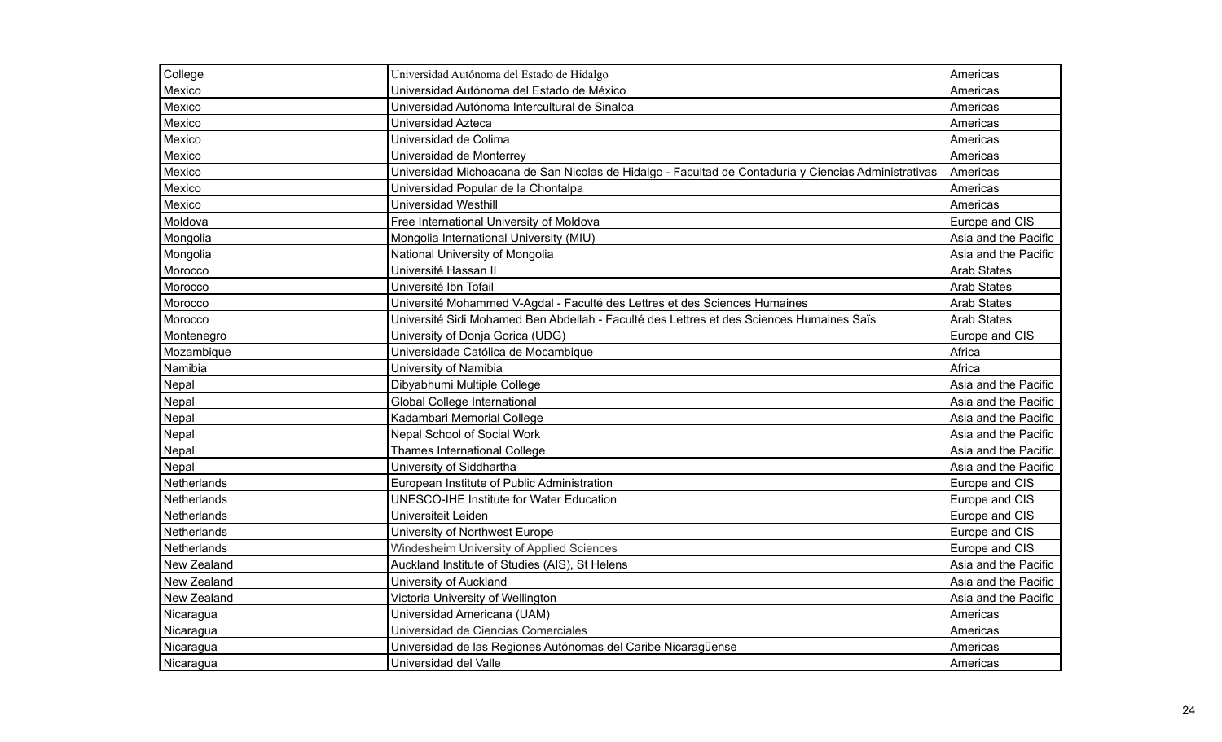| College | Universidad Autónoma del Estado de Hidalgo | Americas |
|---|---|---|
| Mexico | Universidad Autónoma del Estado de México | Americas |
| Mexico | Universidad Autónoma Intercultural de Sinaloa | Americas |
| Mexico | Universidad Azteca | Americas |
| Mexico | Universidad de Colima | Americas |
| Mexico | Universidad de Monterrey | Americas |
| Mexico | Universidad Michoacana de San Nicolas de Hidalgo - Facultad de Contaduría y Ciencias Administrativas | Americas |
| Mexico | Universidad Popular de la Chontalpa | Americas |
| Mexico | Universidad Westhill | Americas |
| Moldova | Free International University of Moldova | Europe and CIS |
| Mongolia | Mongolia International University (MIU) | Asia and the Pacific |
| Mongolia | National University of Mongolia | Asia and the Pacific |
| Morocco | Université Hassan II | Arab States |
| Morocco | Université Ibn Tofail | Arab States |
| Morocco | Université Mohammed V-Agdal - Faculté des Lettres et des Sciences Humaines | Arab States |
| Morocco | Université Sidi Mohamed Ben Abdellah - Faculté des Lettres et des Sciences Humaines Saïs | Arab States |
| Montenegro | University of Donja Gorica (UDG) | Europe and CIS |
| Mozambique | Universidade Católica de Mocambique | Africa |
| Namibia | University of Namibia | Africa |
| Nepal | Dibyabhumi Multiple College | Asia and the Pacific |
| Nepal | Global College International | Asia and the Pacific |
| Nepal | Kadambari Memorial College | Asia and the Pacific |
| Nepal | Nepal School of Social Work | Asia and the Pacific |
| Nepal | Thames International College | Asia and the Pacific |
| Nepal | University of Siddhartha | Asia and the Pacific |
| Netherlands | European Institute of Public Administration | Europe and CIS |
| Netherlands | UNESCO-IHE Institute for Water Education | Europe and CIS |
| Netherlands | Universiteit Leiden | Europe and CIS |
| Netherlands | University of Northwest Europe | Europe and CIS |
| Netherlands | Windesheim University of Applied Sciences | Europe and CIS |
| New Zealand | Auckland Institute of Studies (AIS), St Helens | Asia and the Pacific |
| New Zealand | University of Auckland | Asia and the Pacific |
| New Zealand | Victoria University of Wellington | Asia and the Pacific |
| Nicaragua | Universidad Americana (UAM) | Americas |
| Nicaragua | Universidad de Ciencias Comerciales | Americas |
| Nicaragua | Universidad de las Regiones Autónomas del Caribe Nicaragüense | Americas |
| Nicaragua | Universidad del Valle | Americas |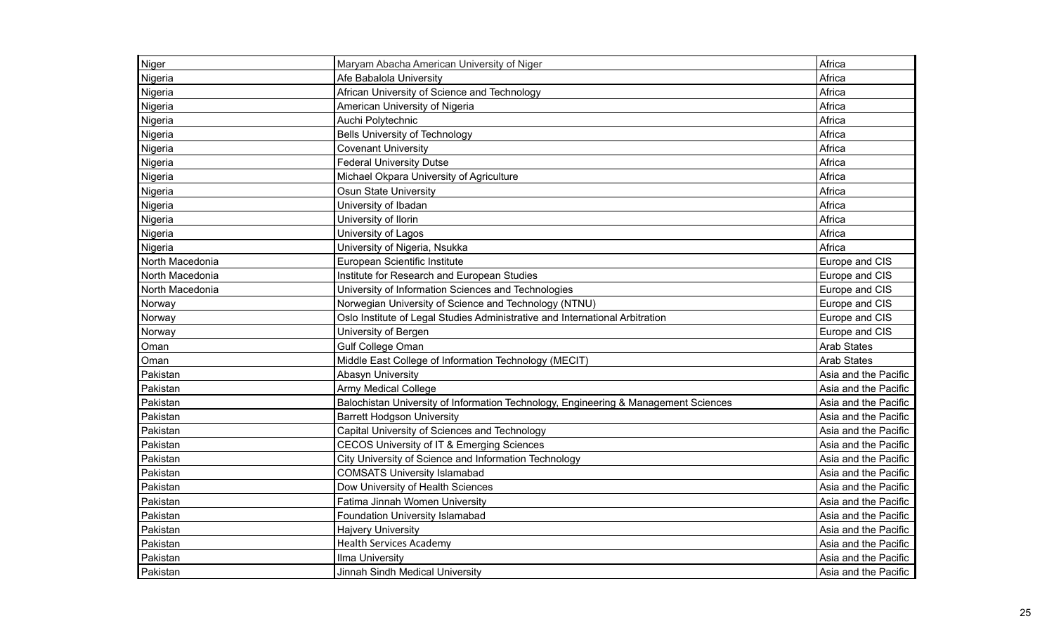| Niger | Maryam Abacha American University of Niger | Africa |
|---|---|---|
| Nigeria | Afe Babalola University | Africa |
| Nigeria | African University of Science and Technology | Africa |
| Nigeria | American University of Nigeria | Africa |
| Nigeria | Auchi Polytechnic | Africa |
| Nigeria | Bells University of Technology | Africa |
| Nigeria | Covenant University | Africa |
| Nigeria | Federal University Dutse | Africa |
| Nigeria | Michael Okpara University of Agriculture | Africa |
| Nigeria | Osun State University | Africa |
| Nigeria | University of Ibadan | Africa |
| Nigeria | University of Ilorin | Africa |
| Nigeria | University of Lagos | Africa |
| Nigeria | University of Nigeria, Nsukka | Africa |
| North Macedonia | European Scientific Institute | Europe and CIS |
| North Macedonia | Institute for Research and European Studies | Europe and CIS |
| North Macedonia | University of Information Sciences and Technologies | Europe and CIS |
| Norway | Norwegian University of Science and Technology (NTNU) | Europe and CIS |
| Norway | Oslo Institute of Legal Studies Administrative and International Arbitration | Europe and CIS |
| Norway | University of Bergen | Europe and CIS |
| Oman | Gulf College Oman | Arab States |
| Oman | Middle East College of Information Technology (MECIT) | Arab States |
| Pakistan | Abasyn University | Asia and the Pacific |
| Pakistan | Army Medical College | Asia and the Pacific |
| Pakistan | Balochistan University of Information Technology, Engineering & Management Sciences | Asia and the Pacific |
| Pakistan | Barrett Hodgson University | Asia and the Pacific |
| Pakistan | Capital University of Sciences and Technology | Asia and the Pacific |
| Pakistan | CECOS University of IT & Emerging Sciences | Asia and the Pacific |
| Pakistan | City University of Science and Information Technology | Asia and the Pacific |
| Pakistan | COMSATS University Islamabad | Asia and the Pacific |
| Pakistan | Dow University of Health Sciences | Asia and the Pacific |
| Pakistan | Fatima Jinnah Women University | Asia and the Pacific |
| Pakistan | Foundation University Islamabad | Asia and the Pacific |
| Pakistan | Hajvery University | Asia and the Pacific |
| Pakistan | Health Services Academy | Asia and the Pacific |
| Pakistan | Ilma University | Asia and the Pacific |
| Pakistan | Jinnah Sindh Medical University | Asia and the Pacific |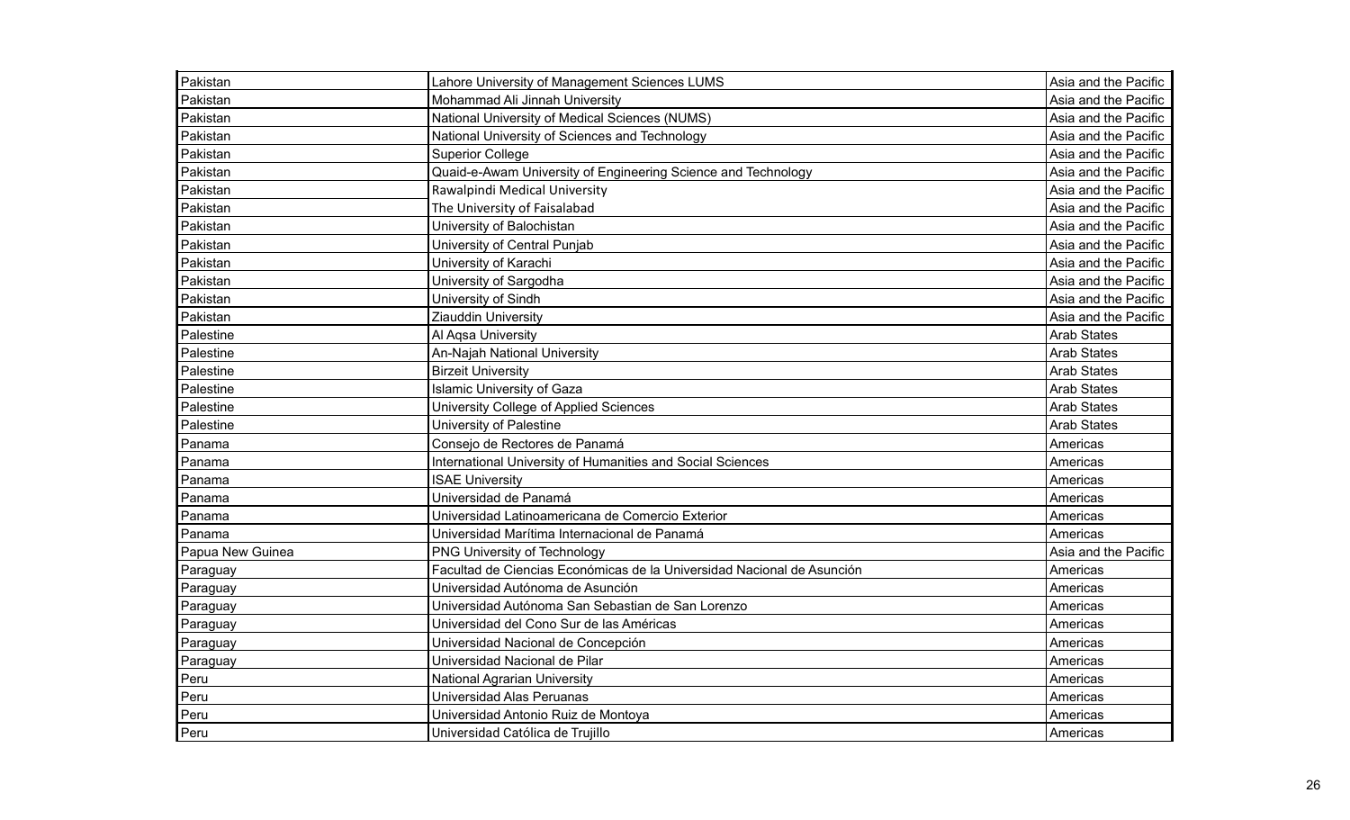| | | |
|---|---|---|
| Pakistan | Lahore University of Management Sciences LUMS | Asia and the Pacific |
| Pakistan | Mohammad Ali Jinnah University | Asia and the Pacific |
| Pakistan | National University of Medical Sciences (NUMS) | Asia and the Pacific |
| Pakistan | National University of Sciences and Technology | Asia and the Pacific |
| Pakistan | Superior College | Asia and the Pacific |
| Pakistan | Quaid-e-Awam University of Engineering Science and Technology | Asia and the Pacific |
| Pakistan | Rawalpindi Medical University | Asia and the Pacific |
| Pakistan | The University of Faisalabad | Asia and the Pacific |
| Pakistan | University of Balochistan | Asia and the Pacific |
| Pakistan | University of Central Punjab | Asia and the Pacific |
| Pakistan | University of Karachi | Asia and the Pacific |
| Pakistan | University of Sargodha | Asia and the Pacific |
| Pakistan | University of Sindh | Asia and the Pacific |
| Pakistan | Ziauddin University | Asia and the Pacific |
| Palestine | Al Aqsa University | Arab States |
| Palestine | An-Najah National University | Arab States |
| Palestine | Birzeit University | Arab States |
| Palestine | Islamic University of Gaza | Arab States |
| Palestine | University College of Applied Sciences | Arab States |
| Palestine | University of Palestine | Arab States |
| Panama | Consejo de Rectores de Panamá | Americas |
| Panama | International University of Humanities and Social Sciences | Americas |
| Panama | ISAE University | Americas |
| Panama | Universidad de Panamá | Americas |
| Panama | Universidad Latinoamericana de Comercio Exterior | Americas |
| Panama | Universidad Marítima Internacional de Panamá | Americas |
| Papua New Guinea | PNG University of Technology | Asia and the Pacific |
| Paraguay | Facultad de Ciencias Económicas de la Universidad Nacional de Asunción | Americas |
| Paraguay | Universidad Autónoma de Asunción | Americas |
| Paraguay | Universidad Autónoma San Sebastian de San Lorenzo | Americas |
| Paraguay | Universidad del Cono Sur de las Américas | Americas |
| Paraguay | Universidad Nacional de Concepción | Americas |
| Paraguay | Universidad Nacional de Pilar | Americas |
| Peru | National Agrarian University | Americas |
| Peru | Universidad Alas Peruanas | Americas |
| Peru | Universidad Antonio Ruiz de Montoya | Americas |
| Peru | Universidad Católica de Trujillo | Americas |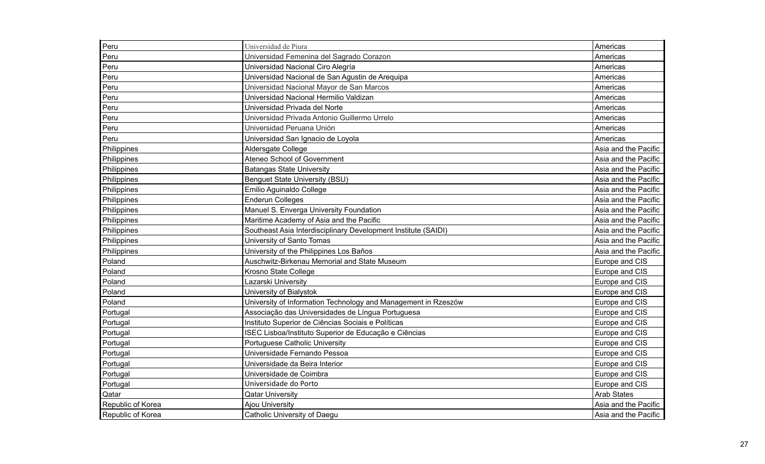| Peru | Universidad de Piura | Americas |
|---|---|---|
| Peru | Universidad Femenina del Sagrado Corazon | Americas |
| Peru | Universidad Nacional Ciro Alegría | Americas |
| Peru | Universidad Nacional de San Agustin de Arequipa | Americas |
| Peru | Universidad Nacional Mayor de San Marcos | Americas |
| Peru | Universidad Nacional Hermilio Valdizan | Americas |
| Peru | Universidad Privada del Norte | Americas |
| Peru | Universidad Privada Antonio Guillermo Urrelo | Americas |
| Peru | Universidad Peruana Unión | Americas |
| Peru | Universidad San Ignacio de Loyola | Americas |
| Philippines | Aldersgate College | Asia and the Pacific |
| Philippines | Ateneo School of Government | Asia and the Pacific |
| Philippines | Batangas State University | Asia and the Pacific |
| Philippines | Benguet State University (BSU) | Asia and the Pacific |
| Philippines | Emilio Aguinaldo College | Asia and the Pacific |
| Philippines | Enderun Colleges | Asia and the Pacific |
| Philippines | Manuel S. Enverga University Foundation | Asia and the Pacific |
| Philippines | Maritime Academy of Asia and the Pacific | Asia and the Pacific |
| Philippines | Southeast Asia Interdisciplinary Development Institute (SAIDI) | Asia and the Pacific |
| Philippines | University of Santo Tomas | Asia and the Pacific |
| Philippines | University of the Philippines Los Baños | Asia and the Pacific |
| Poland | Auschwitz-Birkenau Memorial and State Museum | Europe and CIS |
| Poland | Krosno State College | Europe and CIS |
| Poland | Lazarski University | Europe and CIS |
| Poland | University of Bialystok | Europe and CIS |
| Poland | University of Information Technology and Management in Rzeszów | Europe and CIS |
| Portugal | Associação das Universidades de Língua Portuguesa | Europe and CIS |
| Portugal | Instituto Superior de Ciências Sociais e Políticas | Europe and CIS |
| Portugal | ISEC Lisboa/Instituto Superior de Educação e Ciências | Europe and CIS |
| Portugal | Portuguese Catholic University | Europe and CIS |
| Portugal | Universidade Fernando Pessoa | Europe and CIS |
| Portugal | Universidade da Beira Interior | Europe and CIS |
| Portugal | Universidade de Coimbra | Europe and CIS |
| Portugal | Universidade do Porto | Europe and CIS |
| Qatar | Qatar University | Arab States |
| Republic of Korea | Ajou University | Asia and the Pacific |
| Republic of Korea | Catholic University of Daegu | Asia and the Pacific |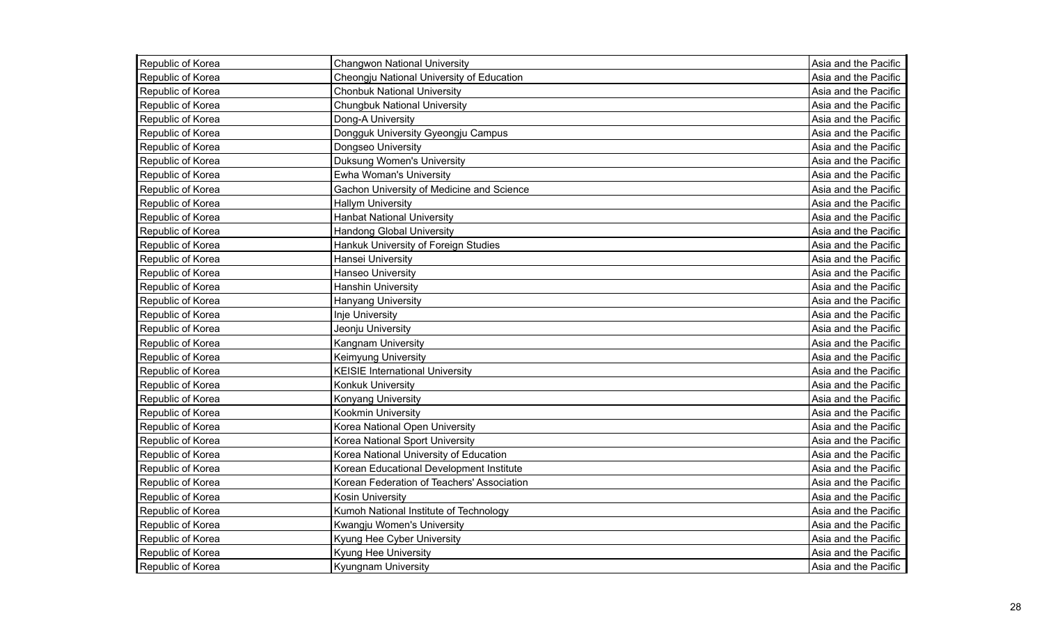| Republic of Korea | Changwon National University | Asia and the Pacific |
|---|---|---|
| Republic of Korea | Cheongju National University of Education | Asia and the Pacific |
| Republic of Korea | Chonbuk National University | Asia and the Pacific |
| Republic of Korea | Chungbuk National University | Asia and the Pacific |
| Republic of Korea | Dong-A University | Asia and the Pacific |
| Republic of Korea | Dongguk University Gyeongju Campus | Asia and the Pacific |
| Republic of Korea | Dongseo University | Asia and the Pacific |
| Republic of Korea | Duksung Women's University | Asia and the Pacific |
| Republic of Korea | Ewha Woman's University | Asia and the Pacific |
| Republic of Korea | Gachon University of Medicine and Science | Asia and the Pacific |
| Republic of Korea | Hallym University | Asia and the Pacific |
| Republic of Korea | Hanbat National University | Asia and the Pacific |
| Republic of Korea | Handong Global University | Asia and the Pacific |
| Republic of Korea | Hankuk University of Foreign Studies | Asia and the Pacific |
| Republic of Korea | Hansei University | Asia and the Pacific |
| Republic of Korea | Hanseo University | Asia and the Pacific |
| Republic of Korea | Hanshin University | Asia and the Pacific |
| Republic of Korea | Hanyang University | Asia and the Pacific |
| Republic of Korea | Inje University | Asia and the Pacific |
| Republic of Korea | Jeonju University | Asia and the Pacific |
| Republic of Korea | Kangnam University | Asia and the Pacific |
| Republic of Korea | Keimyung University | Asia and the Pacific |
| Republic of Korea | KEISIE International University | Asia and the Pacific |
| Republic of Korea | Konkuk University | Asia and the Pacific |
| Republic of Korea | Konyang University | Asia and the Pacific |
| Republic of Korea | Kookmin University | Asia and the Pacific |
| Republic of Korea | Korea National Open University | Asia and the Pacific |
| Republic of Korea | Korea National Sport University | Asia and the Pacific |
| Republic of Korea | Korea National University of Education | Asia and the Pacific |
| Republic of Korea | Korean Educational Development Institute | Asia and the Pacific |
| Republic of Korea | Korean Federation of Teachers' Association | Asia and the Pacific |
| Republic of Korea | Kosin University | Asia and the Pacific |
| Republic of Korea | Kumoh National Institute of Technology | Asia and the Pacific |
| Republic of Korea | Kwangju Women's University | Asia and the Pacific |
| Republic of Korea | Kyung Hee Cyber University | Asia and the Pacific |
| Republic of Korea | Kyung Hee University | Asia and the Pacific |
| Republic of Korea | Kyungnam University | Asia and the Pacific |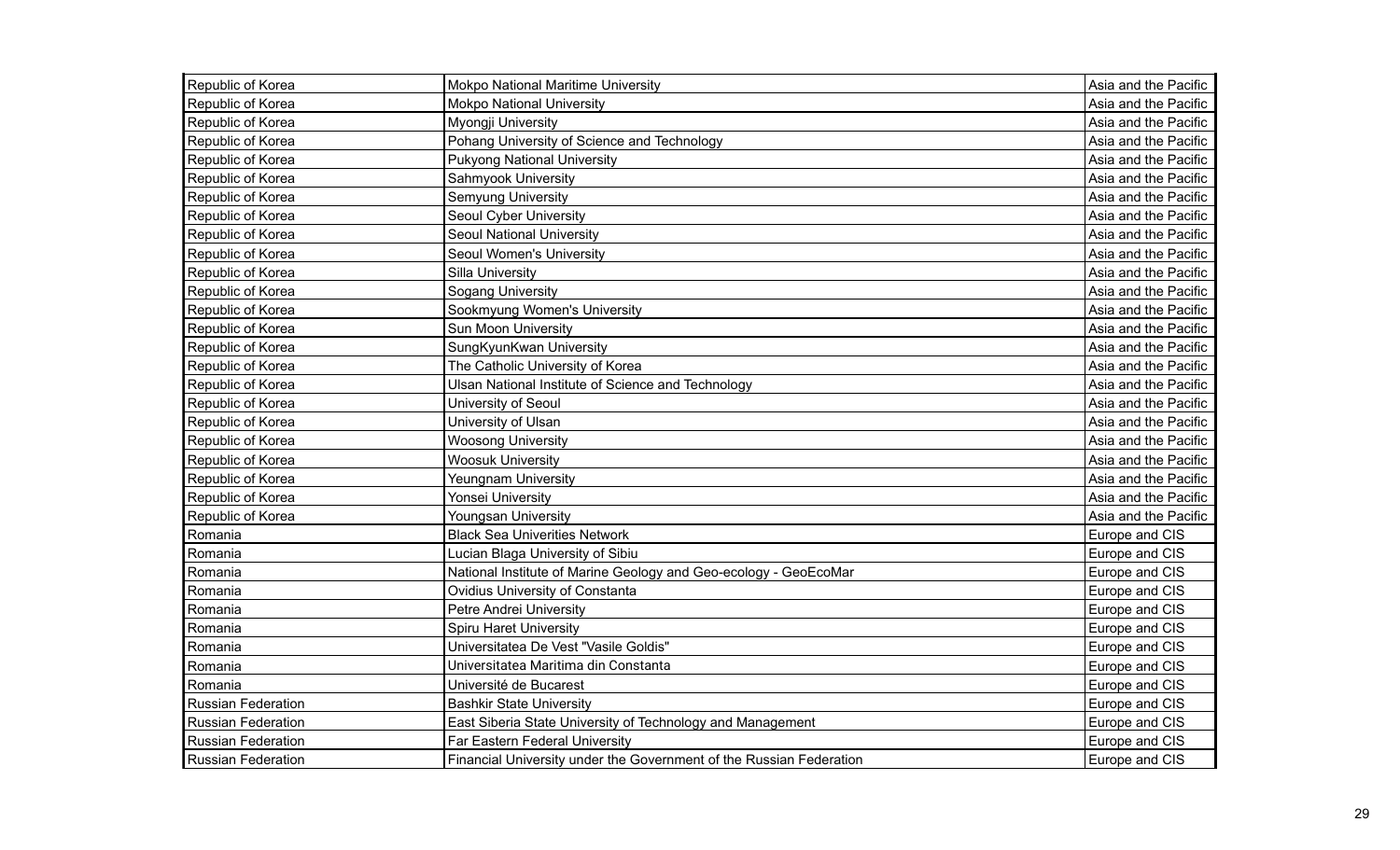| Republic of Korea | Mokpo National Maritime University | Asia and the Pacific |
|---|---|---|
| Republic of Korea | Mokpo National University | Asia and the Pacific |
| Republic of Korea | Myongji University | Asia and the Pacific |
| Republic of Korea | Pohang University of Science and Technology | Asia and the Pacific |
| Republic of Korea | Pukyong National University | Asia and the Pacific |
| Republic of Korea | Sahmyook University | Asia and the Pacific |
| Republic of Korea | Semyung University | Asia and the Pacific |
| Republic of Korea | Seoul Cyber University | Asia and the Pacific |
| Republic of Korea | Seoul National University | Asia and the Pacific |
| Republic of Korea | Seoul Women's University | Asia and the Pacific |
| Republic of Korea | Silla University | Asia and the Pacific |
| Republic of Korea | Sogang University | Asia and the Pacific |
| Republic of Korea | Sookmyung Women's University | Asia and the Pacific |
| Republic of Korea | Sun Moon University | Asia and the Pacific |
| Republic of Korea | SungKyunKwan University | Asia and the Pacific |
| Republic of Korea | The Catholic University of Korea | Asia and the Pacific |
| Republic of Korea | Ulsan National Institute of Science and Technology | Asia and the Pacific |
| Republic of Korea | University of Seoul | Asia and the Pacific |
| Republic of Korea | University of Ulsan | Asia and the Pacific |
| Republic of Korea | Woosong University | Asia and the Pacific |
| Republic of Korea | Woosuk University | Asia and the Pacific |
| Republic of Korea | Yeungnam University | Asia and the Pacific |
| Republic of Korea | Yonsei University | Asia and the Pacific |
| Republic of Korea | Youngsan University | Asia and the Pacific |
| Romania | Black Sea Univerities Network | Europe and CIS |
| Romania | Lucian Blaga University of Sibiu | Europe and CIS |
| Romania | National Institute of Marine Geology and Geo-ecology - GeoEcoMar | Europe and CIS |
| Romania | Ovidius University of Constanta | Europe and CIS |
| Romania | Petre Andrei University | Europe and CIS |
| Romania | Spiru Haret University | Europe and CIS |
| Romania | Universitatea De Vest "Vasile Goldis" | Europe and CIS |
| Romania | Universitatea Maritima din Constanta | Europe and CIS |
| Romania | Université de Bucarest | Europe and CIS |
| Russian Federation | Bashkir State University | Europe and CIS |
| Russian Federation | East Siberia State University of Technology and Management | Europe and CIS |
| Russian Federation | Far Eastern Federal University | Europe and CIS |
| Russian Federation | Financial University under the Government of the Russian Federation | Europe and CIS |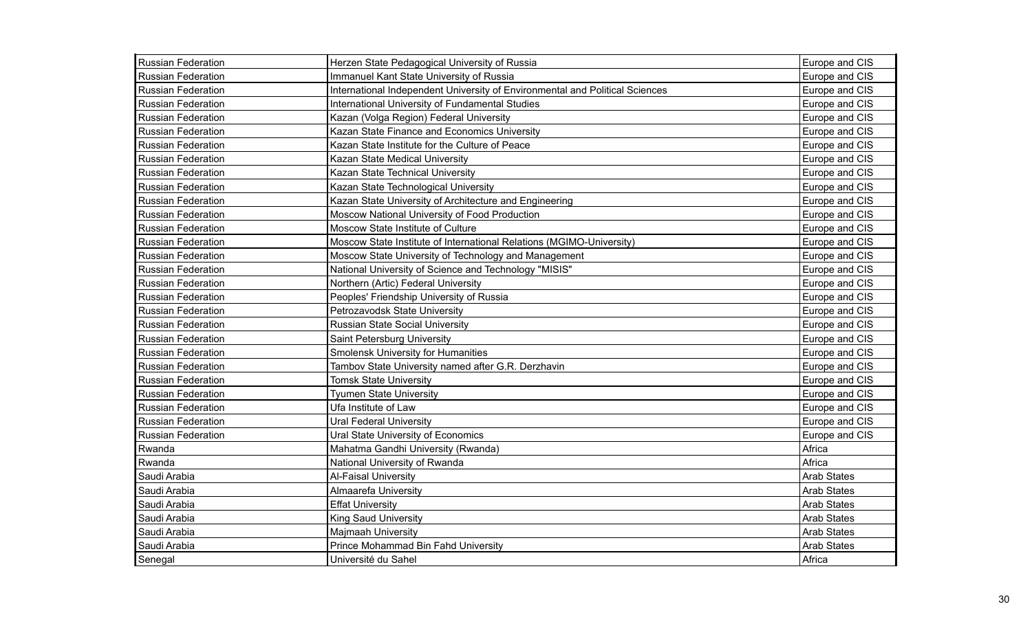| | | |
|---|---|---|
| Russian Federation | Herzen State Pedagogical University of Russia | Europe and CIS |
| Russian Federation | Immanuel Kant State University of Russia | Europe and CIS |
| Russian Federation | International Independent University of Environmental and Political Sciences | Europe and CIS |
| Russian Federation | International University of Fundamental Studies | Europe and CIS |
| Russian Federation | Kazan (Volga Region) Federal University | Europe and CIS |
| Russian Federation | Kazan State Finance and Economics University | Europe and CIS |
| Russian Federation | Kazan State Institute for the Culture of Peace | Europe and CIS |
| Russian Federation | Kazan State Medical University | Europe and CIS |
| Russian Federation | Kazan State Technical University | Europe and CIS |
| Russian Federation | Kazan State Technological University | Europe and CIS |
| Russian Federation | Kazan State University of Architecture and Engineering | Europe and CIS |
| Russian Federation | Moscow National University of Food Production | Europe and CIS |
| Russian Federation | Moscow State Institute of Culture | Europe and CIS |
| Russian Federation | Moscow State Institute of International Relations (MGIMO-University) | Europe and CIS |
| Russian Federation | Moscow State University of Technology and Management | Europe and CIS |
| Russian Federation | National University of Science and Technology "MISIS" | Europe and CIS |
| Russian Federation | Northern (Artic) Federal University | Europe and CIS |
| Russian Federation | Peoples' Friendship University of Russia | Europe and CIS |
| Russian Federation | Petrozavodsk State University | Europe and CIS |
| Russian Federation | Russian State Social University | Europe and CIS |
| Russian Federation | Saint Petersburg University | Europe and CIS |
| Russian Federation | Smolensk University for Humanities | Europe and CIS |
| Russian Federation | Tambov State University named after G.R. Derzhavin | Europe and CIS |
| Russian Federation | Tomsk State University | Europe and CIS |
| Russian Federation | Tyumen State University | Europe and CIS |
| Russian Federation | Ufa Institute of Law | Europe and CIS |
| Russian Federation | Ural Federal University | Europe and CIS |
| Russian Federation | Ural State University of Economics | Europe and CIS |
| Rwanda | Mahatma Gandhi University (Rwanda) | Africa |
| Rwanda | National University of Rwanda | Africa |
| Saudi Arabia | Al-Faisal University | Arab States |
| Saudi Arabia | Almaarefa University | Arab States |
| Saudi Arabia | Effat University | Arab States |
| Saudi Arabia | King Saud University | Arab States |
| Saudi Arabia | Majmaah University | Arab States |
| Saudi Arabia | Prince Mohammad Bin Fahd University | Arab States |
| Senegal | Université du Sahel | Africa |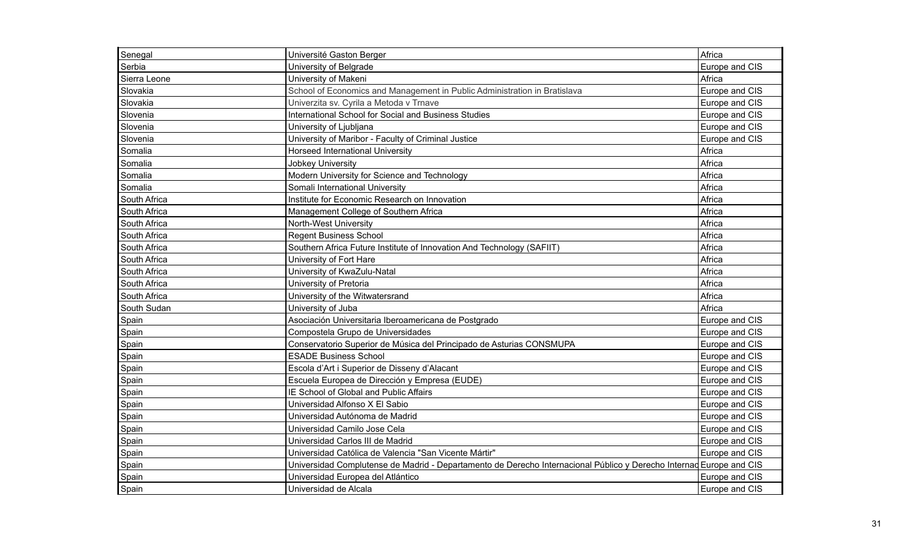| | | |
|---|---|---|
| Senegal | Université Gaston Berger | Africa |
| Serbia | University of Belgrade | Europe and CIS |
| Sierra Leone | University of Makeni | Africa |
| Slovakia | School of Economics and Management in Public Administration in Bratislava | Europe and CIS |
| Slovakia | Univerzita sv. Cyrila a Metoda v Trnave | Europe and CIS |
| Slovenia | International School for Social and Business Studies | Europe and CIS |
| Slovenia | University of Ljubljana | Europe and CIS |
| Slovenia | University of Maribor - Faculty of Criminal Justice | Europe and CIS |
| Somalia | Horseed International University | Africa |
| Somalia | Jobkey University | Africa |
| Somalia | Modern University for Science and Technology | Africa |
| Somalia | Somali International University | Africa |
| South Africa | Institute for Economic Research on Innovation | Africa |
| South Africa | Management College of Southern Africa | Africa |
| South Africa | North-West University | Africa |
| South Africa | Regent Business School | Africa |
| South Africa | Southern Africa Future Institute of Innovation And Technology (SAFIIT) | Africa |
| South Africa | University of Fort Hare | Africa |
| South Africa | University of KwaZulu-Natal | Africa |
| South Africa | University of Pretoria | Africa |
| South Africa | University of the Witwatersrand | Africa |
| South Sudan | University of Juba | Africa |
| Spain | Asociación Universitaria Iberoamericana de Postgrado | Europe and CIS |
| Spain | Compostela Grupo de Universidades | Europe and CIS |
| Spain | Conservatorio Superior de Música del Principado de Asturias CONSMUPA | Europe and CIS |
| Spain | ESADE Business School | Europe and CIS |
| Spain | Escola d'Art i Superior de Disseny d'Alacant | Europe and CIS |
| Spain | Escuela Europea de Dirección y Empresa (EUDE) | Europe and CIS |
| Spain | IE School of Global and Public Affairs | Europe and CIS |
| Spain | Universidad Alfonso X El Sabio | Europe and CIS |
| Spain | Universidad Autónoma de Madrid | Europe and CIS |
| Spain | Universidad Camilo Jose Cela | Europe and CIS |
| Spain | Universidad Carlos III de Madrid | Europe and CIS |
| Spain | Universidad Católica de Valencia "San Vicente Mártir" | Europe and CIS |
| Spain | Universidad Complutense de Madrid - Departamento de Derecho Internacional Público y Derecho Internac | Europe and CIS |
| Spain | Universidad Europea del Atlántico | Europe and CIS |
| Spain | Universidad de Alcala | Europe and CIS |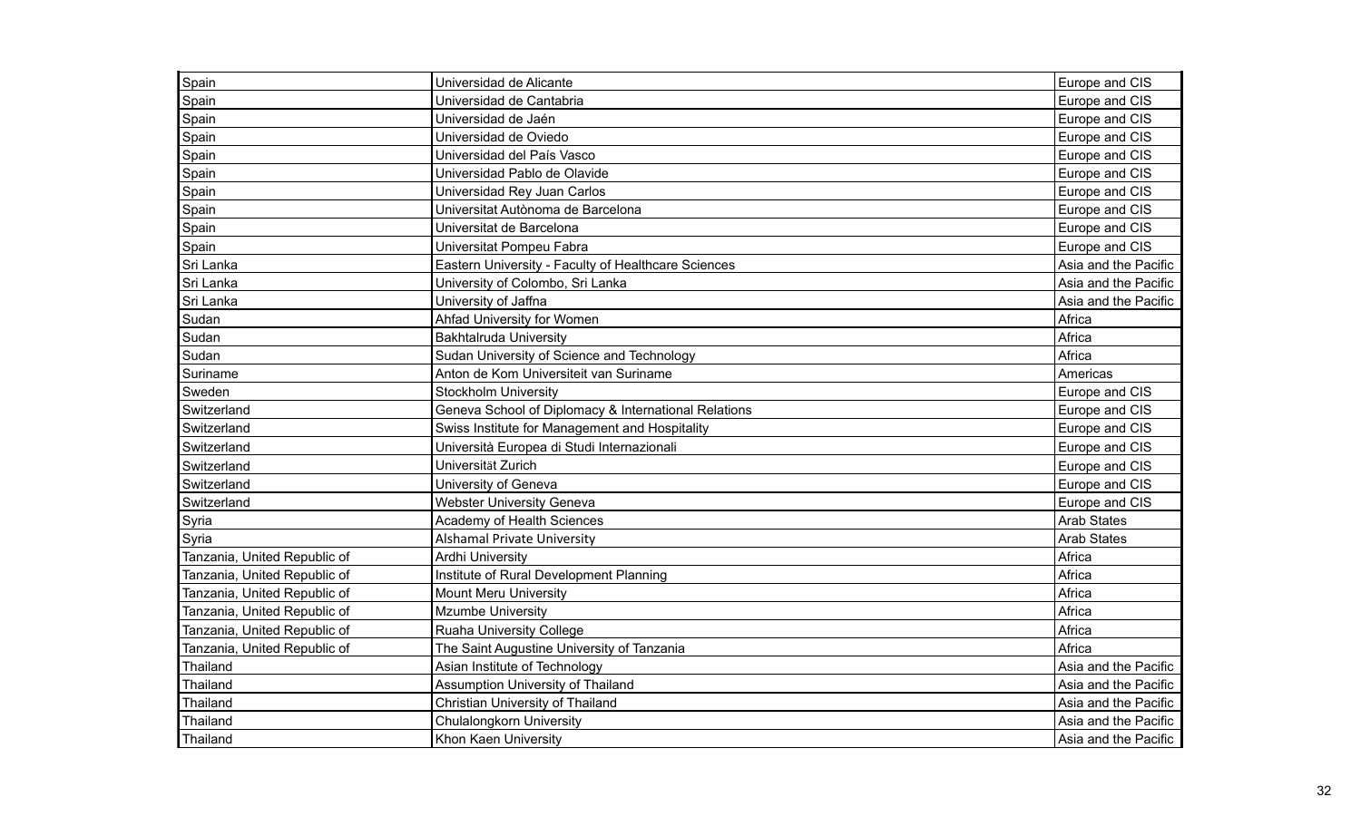| Spain | Universidad de Alicante | Europe and CIS |
|---|---|---|
| Spain | Universidad de Cantabria | Europe and CIS |
| Spain | Universidad de Jaén | Europe and CIS |
| Spain | Universidad de Oviedo | Europe and CIS |
| Spain | Universidad del País Vasco | Europe and CIS |
| Spain | Universidad Pablo de Olavide | Europe and CIS |
| Spain | Universidad Rey Juan Carlos | Europe and CIS |
| Spain | Universitat Autònoma de Barcelona | Europe and CIS |
| Spain | Universitat de Barcelona | Europe and CIS |
| Spain | Universitat Pompeu Fabra | Europe and CIS |
| Sri Lanka | Eastern University - Faculty of Healthcare Sciences | Asia and the Pacific |
| Sri Lanka | University of Colombo, Sri Lanka | Asia and the Pacific |
| Sri Lanka | University of Jaffna | Asia and the Pacific |
| Sudan | Ahfad University for Women | Africa |
| Sudan | Bakhtalruda University | Africa |
| Sudan | Sudan University of Science and Technology | Africa |
| Suriname | Anton de Kom Universiteit van Suriname | Americas |
| Sweden | Stockholm University | Europe and CIS |
| Switzerland | Geneva School of Diplomacy & International Relations | Europe and CIS |
| Switzerland | Swiss Institute for Management and Hospitality | Europe and CIS |
| Switzerland | Università Europea di Studi Internazionali | Europe and CIS |
| Switzerland | Universität Zurich | Europe and CIS |
| Switzerland | University of Geneva | Europe and CIS |
| Switzerland | Webster University Geneva | Europe and CIS |
| Syria | Academy of Health Sciences | Arab States |
| Syria | Alshamal Private University | Arab States |
| Tanzania, United Republic of | Ardhi University | Africa |
| Tanzania, United Republic of | Institute of Rural Development Planning | Africa |
| Tanzania, United Republic of | Mount Meru University | Africa |
| Tanzania, United Republic of | Mzumbe University | Africa |
| Tanzania, United Republic of | Ruaha University College | Africa |
| Tanzania, United Republic of | The Saint Augustine University of Tanzania | Africa |
| Thailand | Asian Institute of Technology | Asia and the Pacific |
| Thailand | Assumption University of Thailand | Asia and the Pacific |
| Thailand | Christian University of Thailand | Asia and the Pacific |
| Thailand | Chulalongkorn University | Asia and the Pacific |
| Thailand | Khon Kaen University | Asia and the Pacific |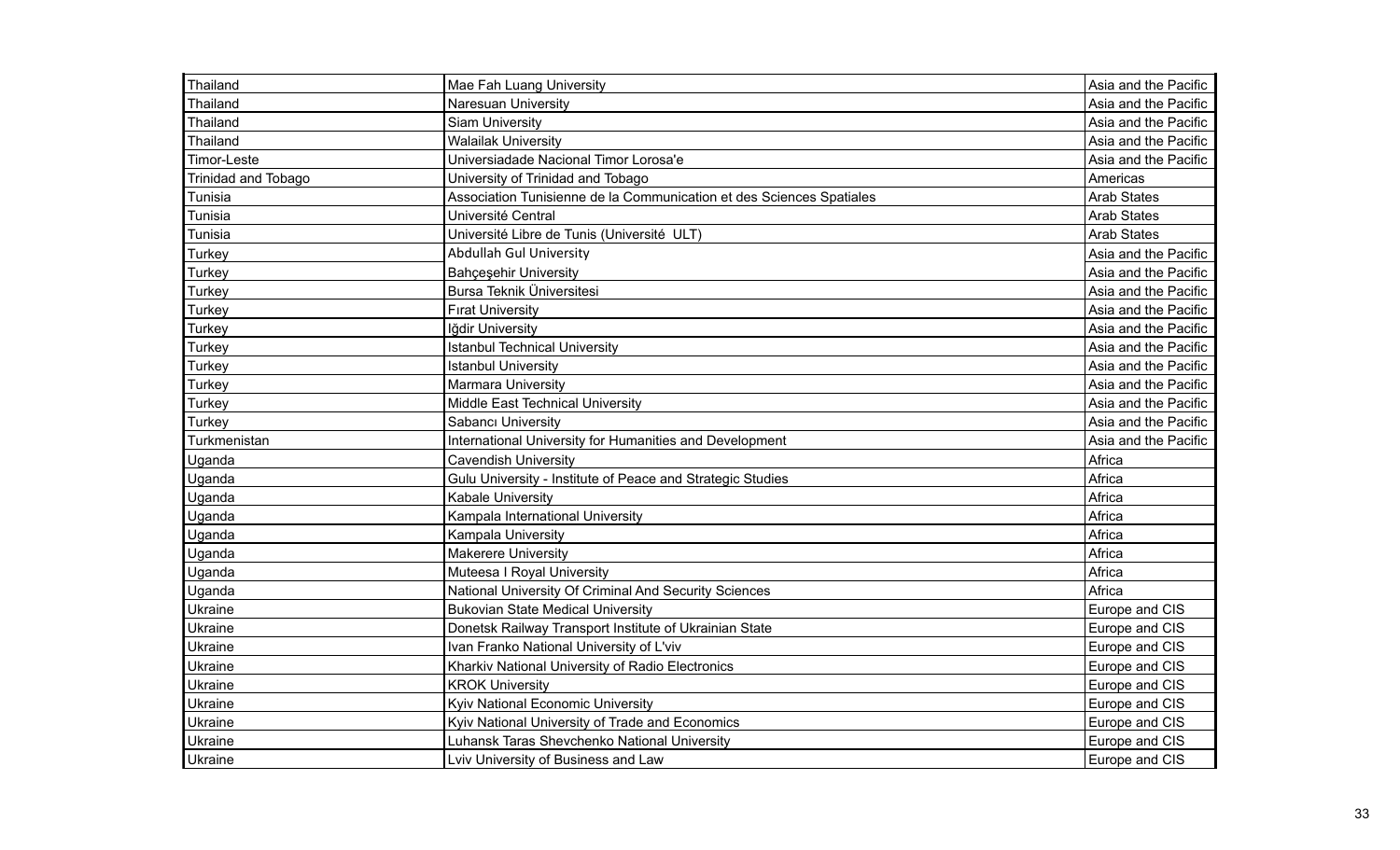| Thailand | Mae Fah Luang University | Asia and the Pacific |
|---|---|---|
| Thailand | Naresuan University | Asia and the Pacific |
| Thailand | Siam University | Asia and the Pacific |
| Thailand | Walailak University | Asia and the Pacific |
| Timor-Leste | Universiadade Nacional Timor Lorosa'e | Asia and the Pacific |
| Trinidad and Tobago | University of Trinidad and Tobago | Americas |
| Tunisia | Association Tunisienne de la Communication et des Sciences Spatiales | Arab States |
| Tunisia | Université Central | Arab States |
| Tunisia | Université Libre de Tunis (Université ULT) | Arab States |
| Turkey | Abdullah Gul University | Asia and the Pacific |
| Turkey | Bahçeşehir University | Asia and the Pacific |
| Turkey | Bursa Teknik Üniversitesi | Asia and the Pacific |
| Turkey | Fırat University | Asia and the Pacific |
| Turkey | Iğdir University | Asia and the Pacific |
| Turkey | Istanbul Technical University | Asia and the Pacific |
| Turkey | Istanbul University | Asia and the Pacific |
| Turkey | Marmara University | Asia and the Pacific |
| Turkey | Middle East Technical University | Asia and the Pacific |
| Turkey | Sabancı University | Asia and the Pacific |
| Turkmenistan | International University for Humanities and Development | Asia and the Pacific |
| Uganda | Cavendish University | Africa |
| Uganda | Gulu University - Institute of Peace and Strategic Studies | Africa |
| Uganda | Kabale University | Africa |
| Uganda | Kampala International University | Africa |
| Uganda | Kampala University | Africa |
| Uganda | Makerere University | Africa |
| Uganda | Muteesa I Royal University | Africa |
| Uganda | National University Of Criminal And Security Sciences | Africa |
| Ukraine | Bukovian State Medical University | Europe and CIS |
| Ukraine | Donetsk Railway Transport Institute of Ukrainian State | Europe and CIS |
| Ukraine | Ivan Franko National University of L'viv | Europe and CIS |
| Ukraine | Kharkiv National University of Radio Electronics | Europe and CIS |
| Ukraine | KROK University | Europe and CIS |
| Ukraine | Kyiv National Economic University | Europe and CIS |
| Ukraine | Kyiv National University of Trade and Economics | Europe and CIS |
| Ukraine | Luhansk Taras Shevchenko National University | Europe and CIS |
| Ukraine | Lviv University of Business and Law | Europe and CIS |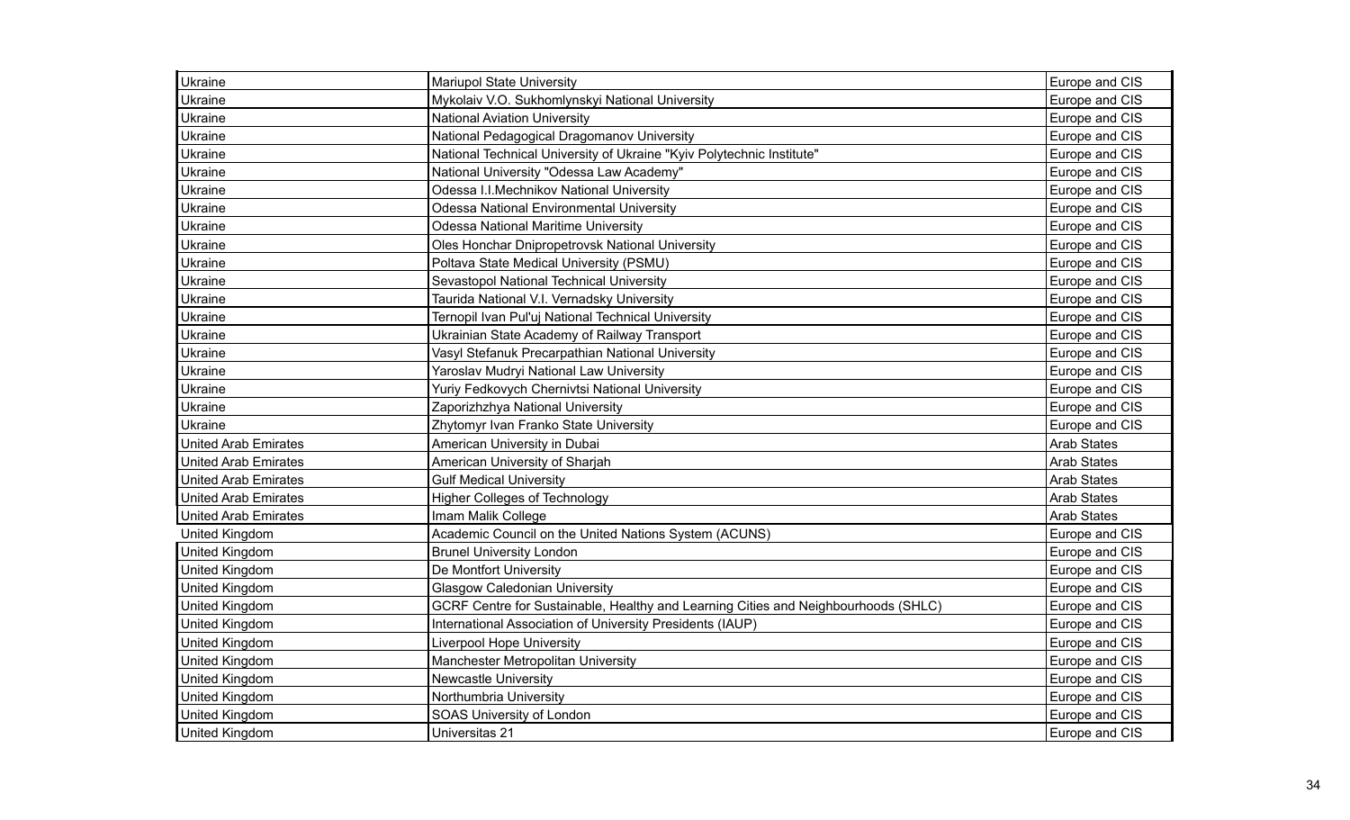| | | |
|---|---|---|
| Ukraine | Mariupol State University | Europe and CIS |
| Ukraine | Mykolaiv V.O. Sukhomlynskyi National University | Europe and CIS |
| Ukraine | National Aviation University | Europe and CIS |
| Ukraine | National Pedagogical Dragomanov University | Europe and CIS |
| Ukraine | National Technical University of Ukraine "Kyiv Polytechnic Institute" | Europe and CIS |
| Ukraine | National University "Odessa Law Academy" | Europe and CIS |
| Ukraine | Odessa I.I.Mechnikov National University | Europe and CIS |
| Ukraine | Odessa National Environmental University | Europe and CIS |
| Ukraine | Odessa National Maritime University | Europe and CIS |
| Ukraine | Oles Honchar Dnipropetrovsk National University | Europe and CIS |
| Ukraine | Poltava State Medical University (PSMU) | Europe and CIS |
| Ukraine | Sevastopol National Technical University | Europe and CIS |
| Ukraine | Taurida National V.I. Vernadsky University | Europe and CIS |
| Ukraine | Ternopil Ivan Pul'uj National Technical University | Europe and CIS |
| Ukraine | Ukrainian State Academy of Railway Transport | Europe and CIS |
| Ukraine | Vasyl Stefanuk Precarpathian National University | Europe and CIS |
| Ukraine | Yaroslav Mudryi National Law University | Europe and CIS |
| Ukraine | Yuriy Fedkovych Chernivtsi National University | Europe and CIS |
| Ukraine | Zaporizhzhya National University | Europe and CIS |
| Ukraine | Zhytomyr Ivan Franko State University | Europe and CIS |
| United Arab Emirates | American University in Dubai | Arab States |
| United Arab Emirates | American University of Sharjah | Arab States |
| United Arab Emirates | Gulf Medical University | Arab States |
| United Arab Emirates | Higher Colleges of Technology | Arab States |
| United Arab Emirates | Imam Malik College | Arab States |
| United Kingdom | Academic Council on the United Nations System (ACUNS) | Europe and CIS |
| United Kingdom | Brunel University London | Europe and CIS |
| United Kingdom | De Montfort University | Europe and CIS |
| United Kingdom | Glasgow Caledonian University | Europe and CIS |
| United Kingdom | GCRF Centre for Sustainable, Healthy and Learning Cities and Neighbourhoods (SHLC) | Europe and CIS |
| United Kingdom | International Association of University Presidents (IAUP) | Europe and CIS |
| United Kingdom | Liverpool Hope University | Europe and CIS |
| United Kingdom | Manchester Metropolitan University | Europe and CIS |
| United Kingdom | Newcastle University | Europe and CIS |
| United Kingdom | Northumbria University | Europe and CIS |
| United Kingdom | SOAS University of London | Europe and CIS |
| United Kingdom | Universitas 21 | Europe and CIS |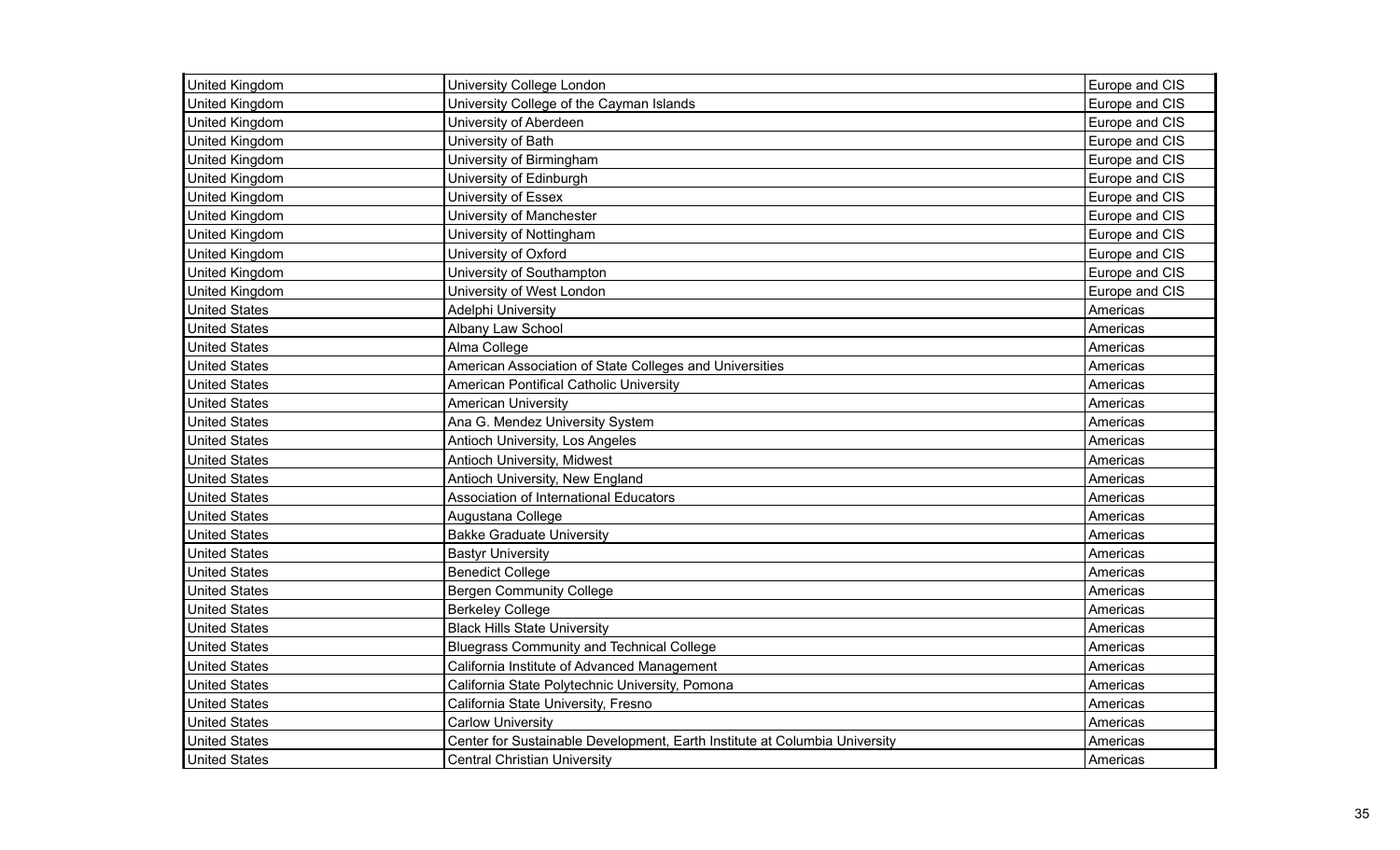| United Kingdom | University College London | Europe and CIS |
|---|---|---|
| United Kingdom | University College of the Cayman Islands | Europe and CIS |
| United Kingdom | University of Aberdeen | Europe and CIS |
| United Kingdom | University of Bath | Europe and CIS |
| United Kingdom | University of Birmingham | Europe and CIS |
| United Kingdom | University of Edinburgh | Europe and CIS |
| United Kingdom | University of Essex | Europe and CIS |
| United Kingdom | University of Manchester | Europe and CIS |
| United Kingdom | University of Nottingham | Europe and CIS |
| United Kingdom | University of Oxford | Europe and CIS |
| United Kingdom | University of Southampton | Europe and CIS |
| United Kingdom | University of West London | Europe and CIS |
| United States | Adelphi University | Americas |
| United States | Albany Law School | Americas |
| United States | Alma College | Americas |
| United States | American Association of State Colleges and Universities | Americas |
| United States | American Pontifical Catholic University | Americas |
| United States | American University | Americas |
| United States | Ana G. Mendez University System | Americas |
| United States | Antioch University, Los Angeles | Americas |
| United States | Antioch University, Midwest | Americas |
| United States | Antioch University, New England | Americas |
| United States | Association of International Educators | Americas |
| United States | Augustana College | Americas |
| United States | Bakke Graduate University | Americas |
| United States | Bastyr University | Americas |
| United States | Benedict College | Americas |
| United States | Bergen Community College | Americas |
| United States | Berkeley College | Americas |
| United States | Black Hills State University | Americas |
| United States | Bluegrass Community and Technical College | Americas |
| United States | California Institute of Advanced Management | Americas |
| United States | California State Polytechnic University, Pomona | Americas |
| United States | California State University, Fresno | Americas |
| United States | Carlow University | Americas |
| United States | Center for Sustainable Development, Earth Institute at Columbia University | Americas |
| United States | Central Christian University | Americas |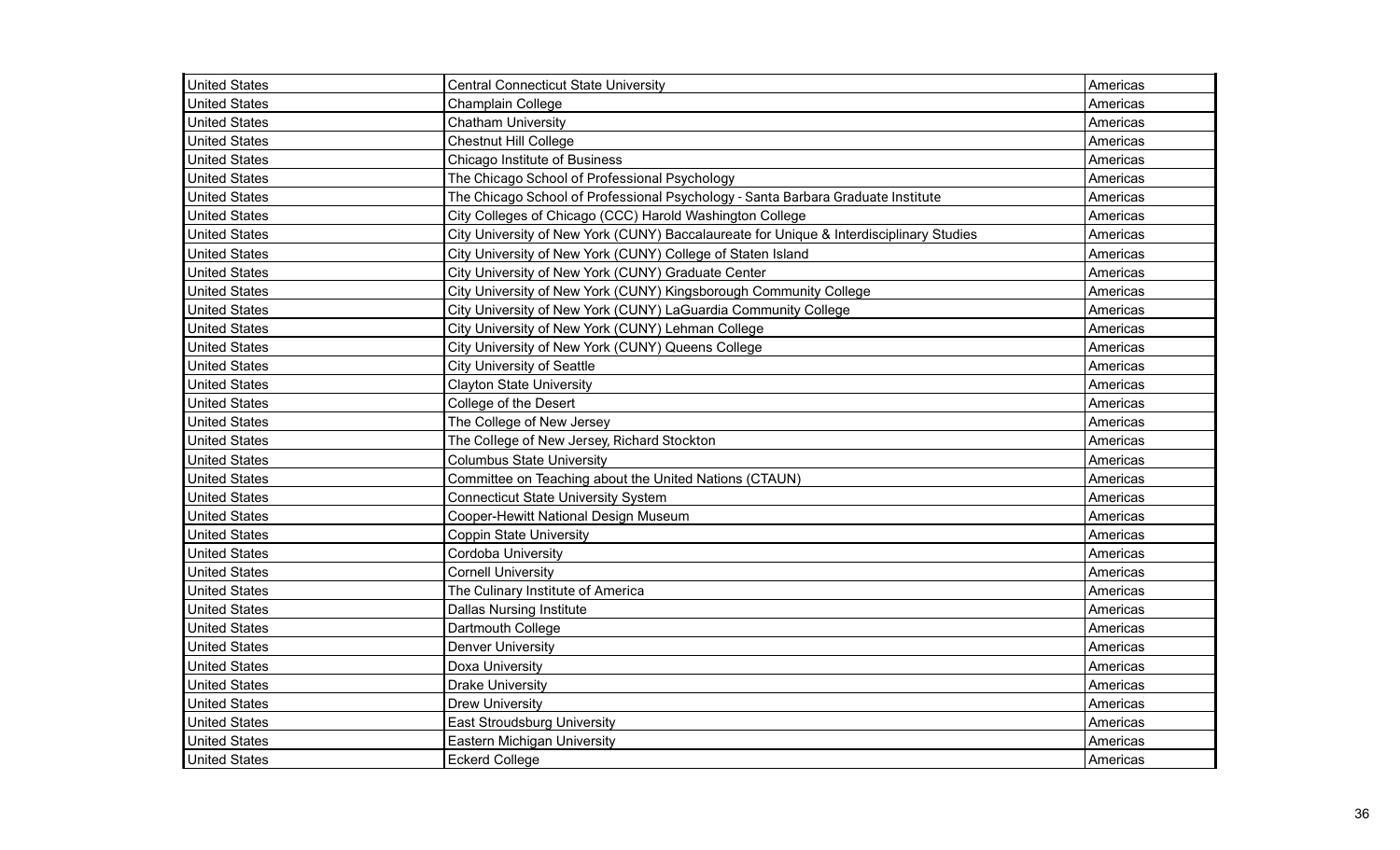| | | |
|---|---|---|
| United States | Central Connecticut State University | Americas |
| United States | Champlain College | Americas |
| United States | Chatham University | Americas |
| United States | Chestnut Hill College | Americas |
| United States | Chicago Institute of Business | Americas |
| United States | The Chicago School of Professional Psychology | Americas |
| United States | The Chicago School of Professional Psychology - Santa Barbara Graduate Institute | Americas |
| United States | City Colleges of Chicago (CCC) Harold Washington College | Americas |
| United States | City University of New York (CUNY) Baccalaureate for Unique & Interdisciplinary Studies | Americas |
| United States | City University of New York (CUNY) College of Staten Island | Americas |
| United States | City University of New York (CUNY) Graduate Center | Americas |
| United States | City University of New York (CUNY) Kingsborough Community College | Americas |
| United States | City University of New York (CUNY) LaGuardia Community College | Americas |
| United States | City University of New York (CUNY) Lehman College | Americas |
| United States | City University of New York (CUNY) Queens College | Americas |
| United States | City University of Seattle | Americas |
| United States | Clayton State University | Americas |
| United States | College of the Desert | Americas |
| United States | The College of New Jersey | Americas |
| United States | The College of New Jersey, Richard Stockton | Americas |
| United States | Columbus State University | Americas |
| United States | Committee on Teaching about the United Nations (CTAUN) | Americas |
| United States | Connecticut State University System | Americas |
| United States | Cooper-Hewitt National Design Museum | Americas |
| United States | Coppin State University | Americas |
| United States | Cordoba University | Americas |
| United States | Cornell University | Americas |
| United States | The Culinary Institute of America | Americas |
| United States | Dallas Nursing Institute | Americas |
| United States | Dartmouth College | Americas |
| United States | Denver University | Americas |
| United States | Doxa University | Americas |
| United States | Drake University | Americas |
| United States | Drew University | Americas |
| United States | East Stroudsburg University | Americas |
| United States | Eastern Michigan University | Americas |
| United States | Eckerd College | Americas |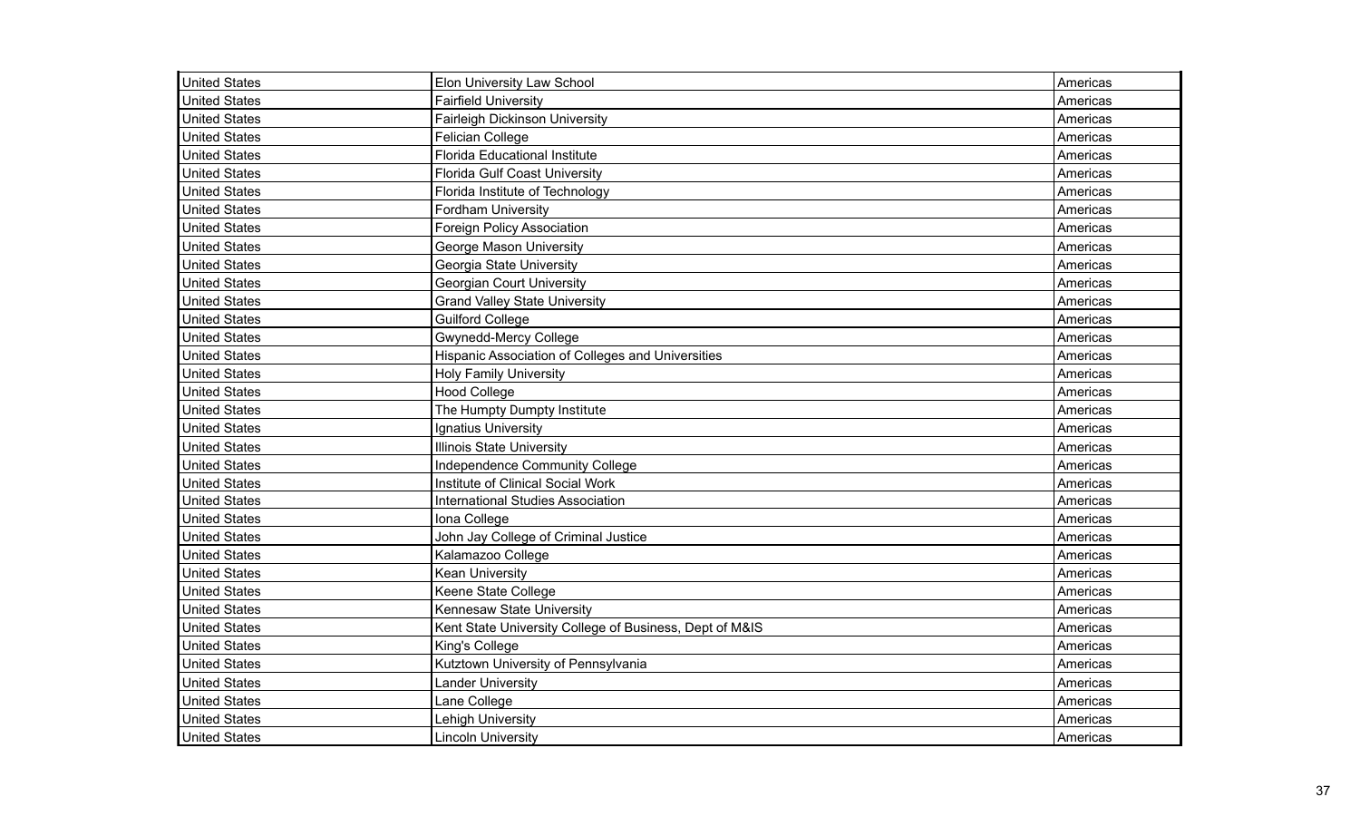| United States | Elon University Law School | Americas |
|---|---|---|
| United States | Fairfield University | Americas |
| United States | Fairleigh Dickinson University | Americas |
| United States | Felician College | Americas |
| United States | Florida Educational Institute | Americas |
| United States | Florida Gulf Coast University | Americas |
| United States | Florida Institute of Technology | Americas |
| United States | Fordham University | Americas |
| United States | Foreign Policy Association | Americas |
| United States | George Mason University | Americas |
| United States | Georgia State University | Americas |
| United States | Georgian Court University | Americas |
| United States | Grand Valley State University | Americas |
| United States | Guilford College | Americas |
| United States | Gwynedd-Mercy College | Americas |
| United States | Hispanic Association of Colleges and Universities | Americas |
| United States | Holy Family University | Americas |
| United States | Hood College | Americas |
| United States | The Humpty Dumpty Institute | Americas |
| United States | Ignatius University | Americas |
| United States | Illinois State University | Americas |
| United States | Independence Community College | Americas |
| United States | Institute of Clinical Social Work | Americas |
| United States | International Studies Association | Americas |
| United States | Iona College | Americas |
| United States | John Jay College of Criminal Justice | Americas |
| United States | Kalamazoo College | Americas |
| United States | Kean University | Americas |
| United States | Keene State College | Americas |
| United States | Kennesaw State University | Americas |
| United States | Kent State University College of Business, Dept of M&IS | Americas |
| United States | King's College | Americas |
| United States | Kutztown University of Pennsylvania | Americas |
| United States | Lander University | Americas |
| United States | Lane College | Americas |
| United States | Lehigh University | Americas |
| United States | Lincoln University | Americas |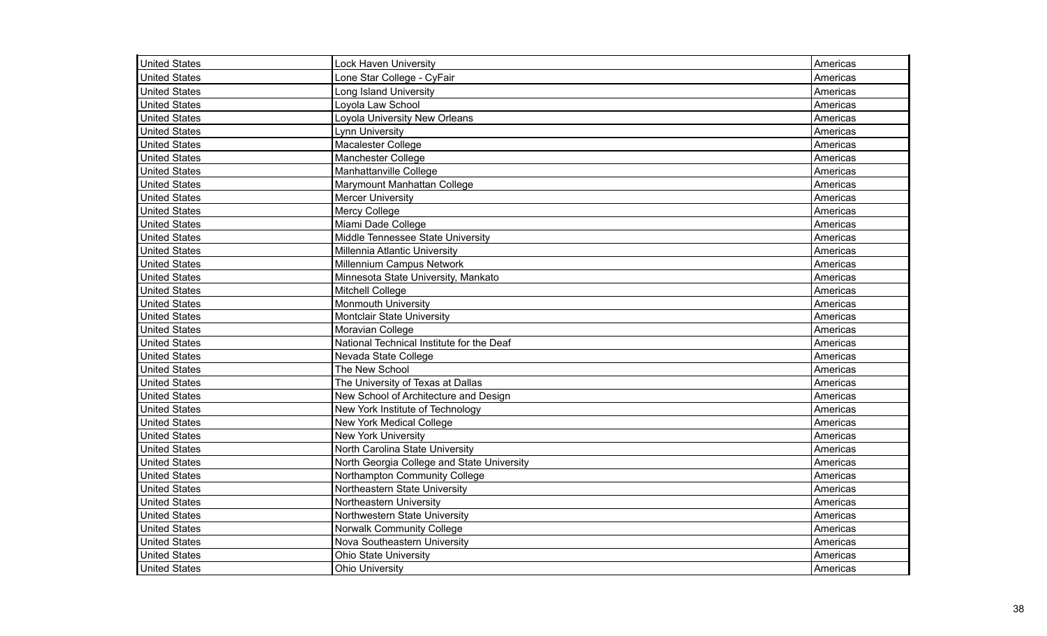| United States | Lock Haven University | Americas |
|---|---|---|
| United States | Lone Star College - CyFair | Americas |
| United States | Long Island University | Americas |
| United States | Loyola Law School | Americas |
| United States | Loyola University New Orleans | Americas |
| United States | Lynn University | Americas |
| United States | Macalester College | Americas |
| United States | Manchester College | Americas |
| United States | Manhattanville College | Americas |
| United States | Marymount Manhattan College | Americas |
| United States | Mercer University | Americas |
| United States | Mercy College | Americas |
| United States | Miami Dade College | Americas |
| United States | Middle Tennessee State University | Americas |
| United States | Millennia Atlantic University | Americas |
| United States | Millennium Campus Network | Americas |
| United States | Minnesota State University, Mankato | Americas |
| United States | Mitchell College | Americas |
| United States | Monmouth University | Americas |
| United States | Montclair State University | Americas |
| United States | Moravian College | Americas |
| United States | National Technical Institute for the Deaf | Americas |
| United States | Nevada State College | Americas |
| United States | The New School | Americas |
| United States | The University of Texas at Dallas | Americas |
| United States | New School of Architecture and Design | Americas |
| United States | New York Institute of Technology | Americas |
| United States | New York Medical College | Americas |
| United States | New York University | Americas |
| United States | North Carolina State University | Americas |
| United States | North Georgia College and State University | Americas |
| United States | Northampton Community College | Americas |
| United States | Northeastern State University | Americas |
| United States | Northeastern University | Americas |
| United States | Northwestern State University | Americas |
| United States | Norwalk Community College | Americas |
| United States | Nova Southeastern University | Americas |
| United States | Ohio State University | Americas |
| United States | Ohio University | Americas |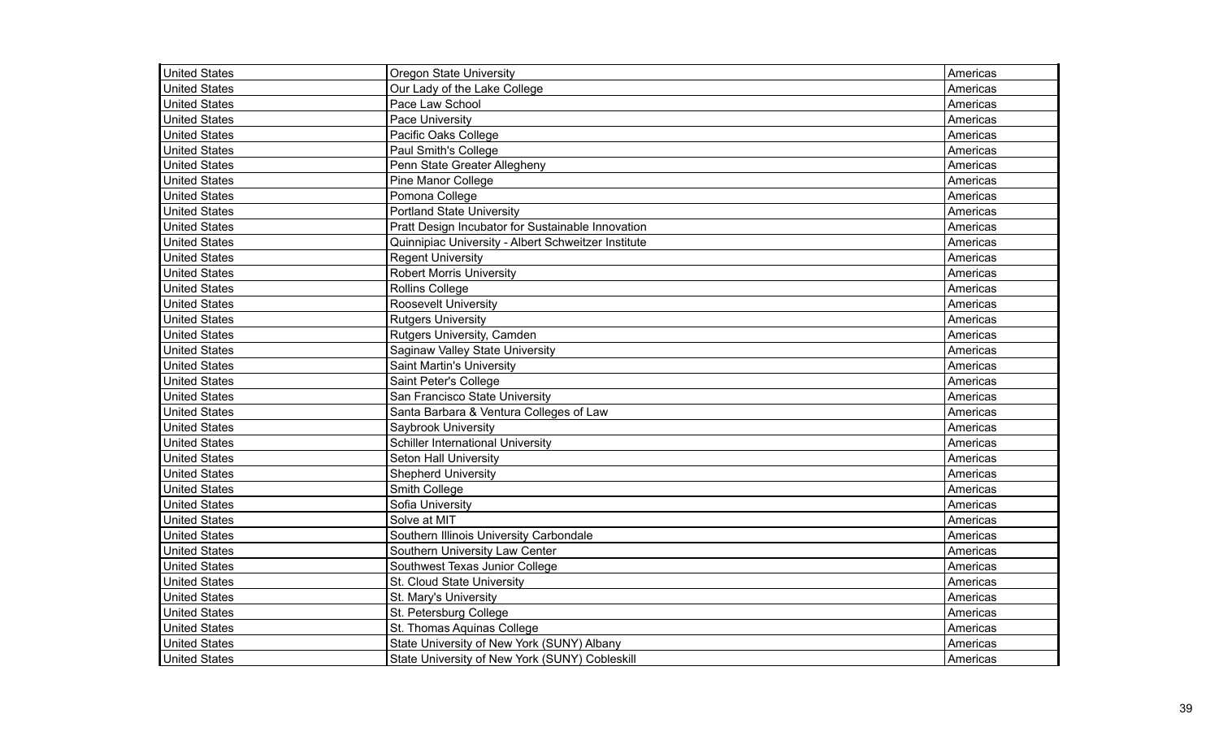| United States | Oregon State University | Americas |
|---|---|---|
| United States | Our Lady of the Lake College | Americas |
| United States | Pace Law School | Americas |
| United States | Pace University | Americas |
| United States | Pacific Oaks College | Americas |
| United States | Paul Smith's College | Americas |
| United States | Penn State Greater Allegheny | Americas |
| United States | Pine Manor College | Americas |
| United States | Pomona College | Americas |
| United States | Portland State University | Americas |
| United States | Pratt Design Incubator for Sustainable Innovation | Americas |
| United States | Quinnipiac University - Albert Schweitzer Institute | Americas |
| United States | Regent University | Americas |
| United States | Robert Morris University | Americas |
| United States | Rollins College | Americas |
| United States | Roosevelt University | Americas |
| United States | Rutgers University | Americas |
| United States | Rutgers University, Camden | Americas |
| United States | Saginaw Valley State University | Americas |
| United States | Saint Martin's University | Americas |
| United States | Saint Peter's College | Americas |
| United States | San Francisco State University | Americas |
| United States | Santa Barbara & Ventura Colleges of Law | Americas |
| United States | Saybrook University | Americas |
| United States | Schiller International University | Americas |
| United States | Seton Hall University | Americas |
| United States | Shepherd University | Americas |
| United States | Smith College | Americas |
| United States | Sofia University | Americas |
| United States | Solve at MIT | Americas |
| United States | Southern Illinois University Carbondale | Americas |
| United States | Southern University Law Center | Americas |
| United States | Southwest Texas Junior College | Americas |
| United States | St. Cloud State University | Americas |
| United States | St. Mary's University | Americas |
| United States | St. Petersburg College | Americas |
| United States | St. Thomas Aquinas College | Americas |
| United States | State University of New York (SUNY) Albany | Americas |
| United States | State University of New York (SUNY) Cobleskill | Americas |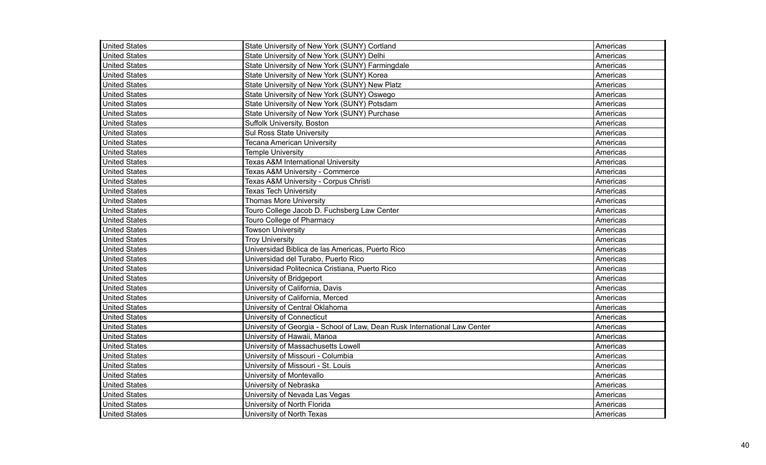| United States | State University of New York (SUNY) Cortland | Americas |
|---|---|---|
| United States | State University of New York (SUNY) Delhi | Americas |
| United States | State University of New York (SUNY) Farmingdale | Americas |
| United States | State University of New York (SUNY) Korea | Americas |
| United States | State University of New York (SUNY) New Platz | Americas |
| United States | State University of New York (SUNY) Oswego | Americas |
| United States | State University of New York (SUNY) Potsdam | Americas |
| United States | State University of New York (SUNY) Purchase | Americas |
| United States | Suffolk University, Boston | Americas |
| United States | Sul Ross State University | Americas |
| United States | Tecana American University | Americas |
| United States | Temple University | Americas |
| United States | Texas A&M International University | Americas |
| United States | Texas A&M University - Commerce | Americas |
| United States | Texas A&M University - Corpus Christi | Americas |
| United States | Texas Tech University | Americas |
| United States | Thomas More University | Americas |
| United States | Touro College Jacob D. Fuchsberg Law Center | Americas |
| United States | Touro College of Pharmacy | Americas |
| United States | Towson University | Americas |
| United States | Troy University | Americas |
| United States | Universidad Biblica de las Americas, Puerto Rico | Americas |
| United States | Universidad del Turabo, Puerto Rico | Americas |
| United States | Universidad Politecnica Cristiana, Puerto Rico | Americas |
| United States | University of Bridgeport | Americas |
| United States | University of California, Davis | Americas |
| United States | University of California, Merced | Americas |
| United States | University of Central Oklahoma | Americas |
| United States | University of Connecticut | Americas |
| United States | University of Georgia - School of Law, Dean Rusk International Law Center | Americas |
| United States | University of Hawaii, Manoa | Americas |
| United States | University of Massachusetts Lowell | Americas |
| United States | University of Missouri - Columbia | Americas |
| United States | University of Missouri - St. Louis | Americas |
| United States | University of Montevallo | Americas |
| United States | University of Nebraska | Americas |
| United States | University of Nevada Las Vegas | Americas |
| United States | University of North Florida | Americas |
| United States | University of North Texas | Americas |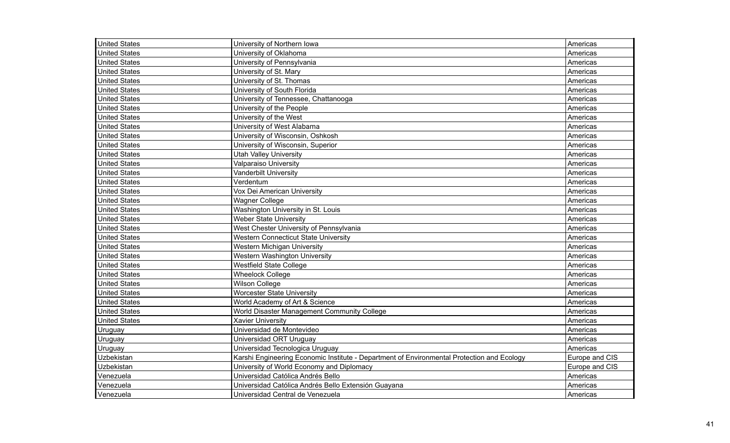| | | |
|---|---|---|
| United States | University of Northern Iowa | Americas |
| United States | University of Oklahoma | Americas |
| United States | University of Pennsylvania | Americas |
| United States | University of St. Mary | Americas |
| United States | University of St. Thomas | Americas |
| United States | University of South Florida | Americas |
| United States | University of Tennessee, Chattanooga | Americas |
| United States | University of the People | Americas |
| United States | University of the West | Americas |
| United States | University of West Alabama | Americas |
| United States | University of Wisconsin, Oshkosh | Americas |
| United States | University of Wisconsin, Superior | Americas |
| United States | Utah Valley University | Americas |
| United States | Valparaiso University | Americas |
| United States | Vanderbilt University | Americas |
| United States | Verdentum | Americas |
| United States | Vox Dei American University | Americas |
| United States | Wagner College | Americas |
| United States | Washington University in St. Louis | Americas |
| United States | Weber State University | Americas |
| United States | West Chester University of Pennsylvania | Americas |
| United States | Western Connecticut State University | Americas |
| United States | Western Michigan University | Americas |
| United States | Western Washington University | Americas |
| United States | Westfield State College | Americas |
| United States | Wheelock College | Americas |
| United States | Wilson College | Americas |
| United States | Worcester State University | Americas |
| United States | World Academy of Art & Science | Americas |
| United States | World Disaster Management Community College | Americas |
| United States | Xavier University | Americas |
| Uruguay | Universidad de Montevideo | Americas |
| Uruguay | Universidad ORT Uruguay | Americas |
| Uruguay | Universidad Tecnologica Uruguay | Americas |
| Uzbekistan | Karshi Engineering Economic Institute - Department of Environmental Protection and Ecology | Europe and CIS |
| Uzbekistan | University of World Economy and Diplomacy | Europe and CIS |
| Venezuela | Universidad Católica Andrés Bello | Americas |
| Venezuela | Universidad Católica Andrés Bello Extensión Guayana | Americas |
| Venezuela | Universidad Central de Venezuela | Americas |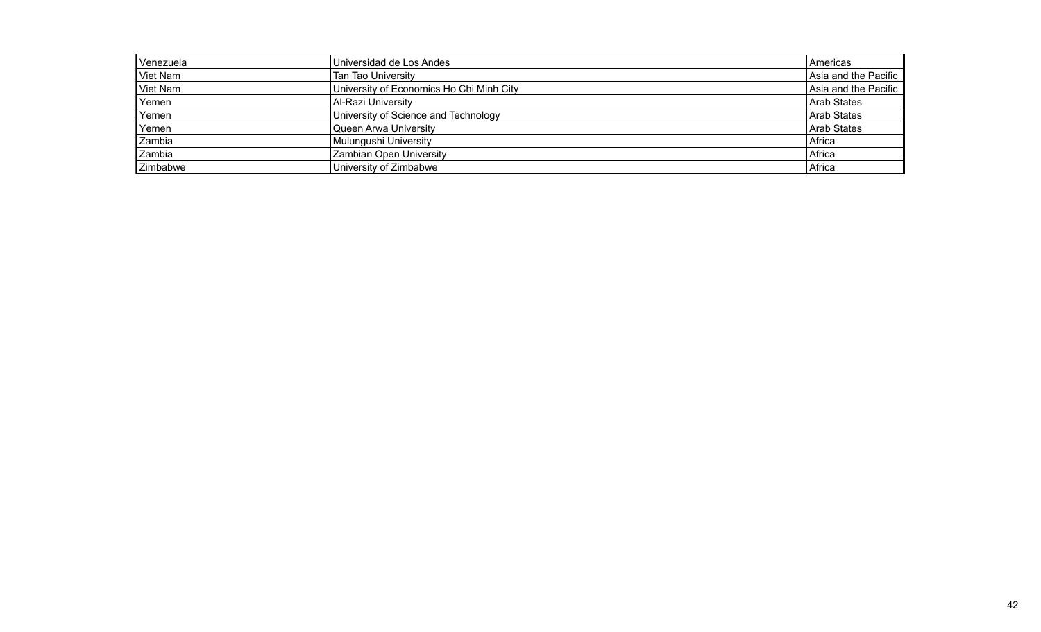| | | |
|---|---|---|
| Venezuela | Universidad de Los Andes | Americas |
| Viet Nam | Tan Tao University | Asia and the Pacific |
| Viet Nam | University of Economics Ho Chi Minh City | Asia and the Pacific |
| Yemen | Al-Razi University | Arab States |
| Yemen | University of Science and Technology | Arab States |
| Yemen | Queen Arwa University | Arab States |
| Zambia | Mulungushi University | Africa |
| Zambia | Zambian Open University | Africa |
| Zimbabwe | University of Zimbabwe | Africa |